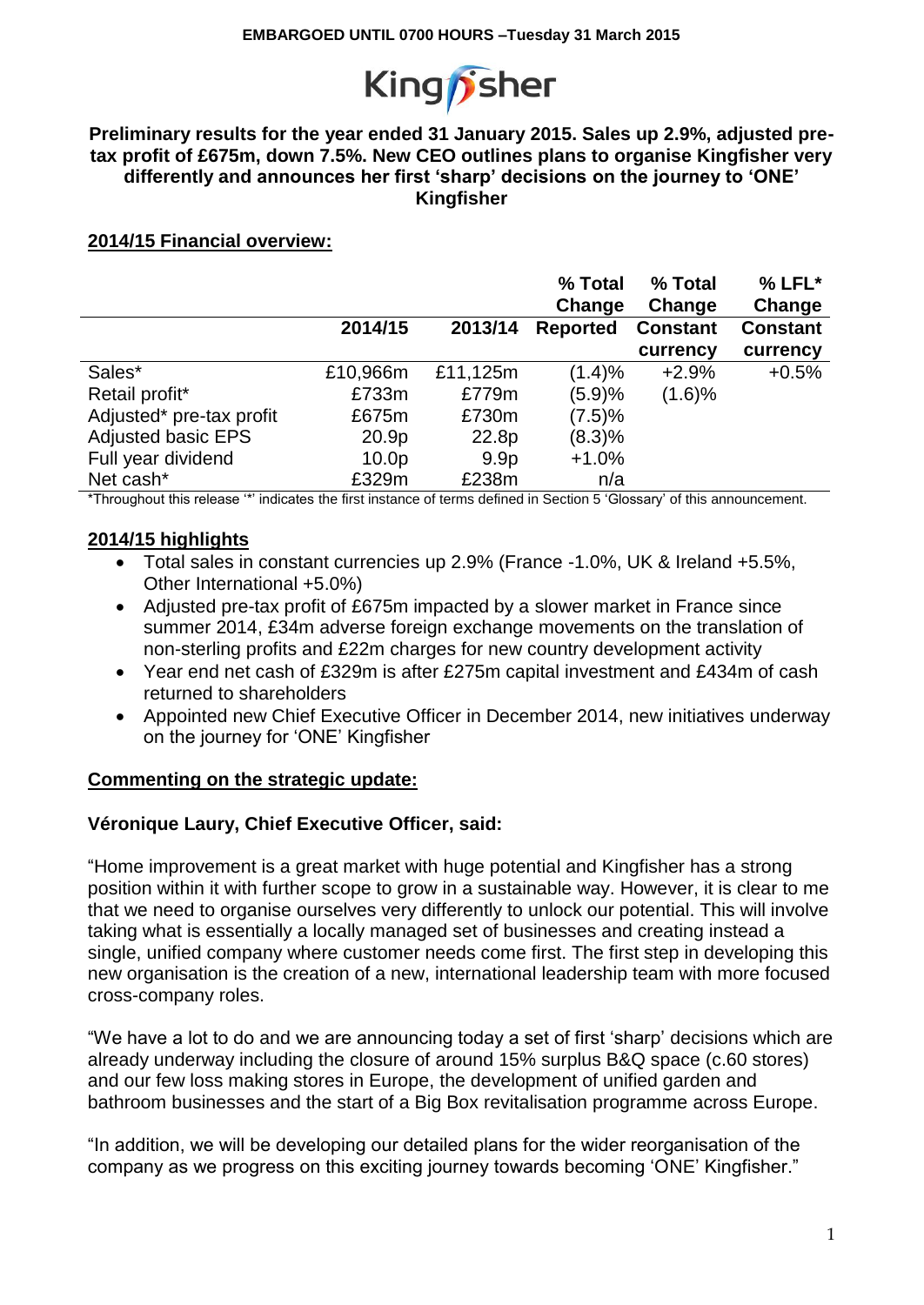**EMBARGOED UNTIL 0700 HOURS –Tuesday 31 March 2015**

Kingfisher

**Preliminary results for the year ended 31 January 2015. Sales up 2.9%, adjusted pre-tax profit of £675m, down 7.5%. New CEO outlines plans to organise Kingfisher very differently and announces her first 'sharp' decisions on the journey to 'ONE' Kingfisher**

## 2014/15 Financial overview:

| | 2014/15 | 2013/14 | % Total Change Reported | % Total Change Constant currency | % LFL* Change Constant currency |
|---|---|---|---|---|---|
| Sales* | £10,966m | £11,125m | (1.4)% | +2.9% | +0.5% |
| Retail profit* | £733m | £779m | (5.9)% | (1.6)% | |
| Adjusted* pre-tax profit | £675m | £730m | (7.5)% | | |
| Adjusted basic EPS | 20.9p | 22.8p | (8.3)% | | |
| Full year dividend | 10.0p | 9.9p | +1.0% | | |
| Net cash* | £329m | £238m | n/a | | |

*Throughout this release '*' indicates the first instance of terms defined in Section 5 'Glossary' of this announcement.

## 2014/15 highlights

- Total sales in constant currencies up 2.9% (France -1.0%, UK & Ireland +5.5%, Other International +5.0%)
- Adjusted pre-tax profit of £675m impacted by a slower market in France since summer 2014, £34m adverse foreign exchange movements on the translation of non-sterling profits and £22m charges for new country development activity
- Year end net cash of £329m is after £275m capital investment and £434m of cash returned to shareholders
- Appointed new Chief Executive Officer in December 2014, new initiatives underway on the journey for 'ONE' Kingfisher

## Commenting on the strategic update:

**Véronique Laury, Chief Executive Officer, said:**

"Home improvement is a great market with huge potential and Kingfisher has a strong position within it with further scope to grow in a sustainable way. However, it is clear to me that we need to organise ourselves very differently to unlock our potential. This will involve taking what is essentially a locally managed set of businesses and creating instead a single, unified company where customer needs come first. The first step in developing this new organisation is the creation of a new, international leadership team with more focused cross-company roles.

"We have a lot to do and we are announcing today a set of first 'sharp' decisions which are already underway including the closure of around 15% surplus B&Q space (c.60 stores) and our few loss making stores in Europe, the development of unified garden and bathroom businesses and the start of a Big Box revitalisation programme across Europe.

"In addition, we will be developing our detailed plans for the wider reorganisation of the company as we progress on this exciting journey towards becoming 'ONE' Kingfisher."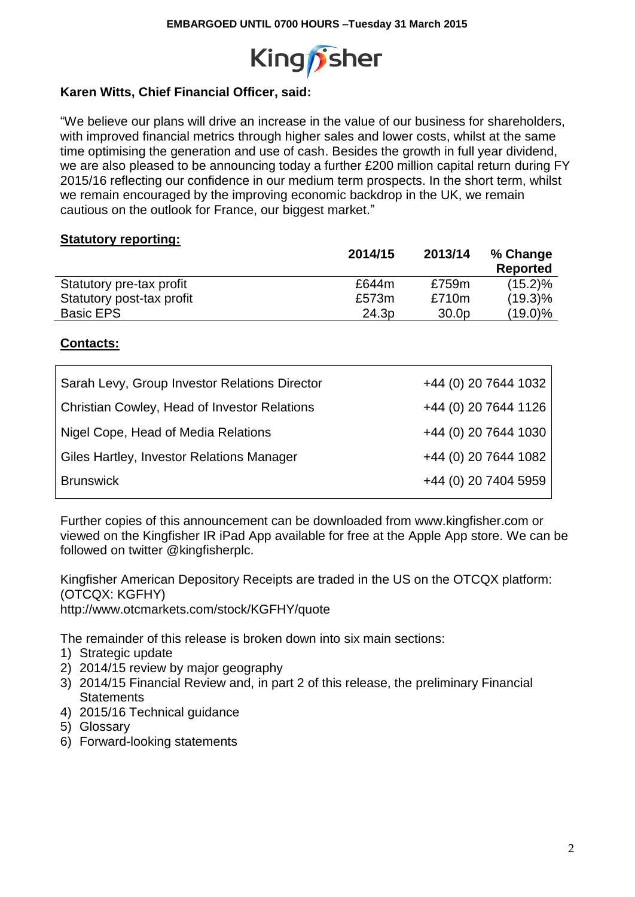**EMBARGOED UNTIL 0700 HOURS –Tuesday 31 March 2015**

Kingfisher

**Karen Witts, Chief Financial Officer, said:**

"We believe our plans will drive an increase in the value of our business for shareholders, with improved financial metrics through higher sales and lower costs, whilst at the same time optimising the generation and use of cash. Besides the growth in full year dividend, we are also pleased to be announcing today a further £200 million capital return during FY 2015/16 reflecting our confidence in our medium term prospects. In the short term, whilst we remain encouraged by the improving economic backdrop in the UK, we remain cautious on the outlook for France, our biggest market."

**Statutory reporting:**

| | **2014/15** | **2013/14** | **% Change Reported** |
|---|---|---|---|
| Statutory pre-tax profit | £644m | £759m | (15.2)% |
| Statutory post-tax profit | £573m | £710m | (19.3)% |
| Basic EPS | 24.3p | 30.0p | (19.0)% |

**Contacts:**

| | |
|---|---|
| Sarah Levy, Group Investor Relations Director | +44 (0) 20 7644 1032 |
| Christian Cowley, Head of Investor Relations | +44 (0) 20 7644 1126 |
| Nigel Cope, Head of Media Relations | +44 (0) 20 7644 1030 |
| Giles Hartley, Investor Relations Manager | +44 (0) 20 7644 1082 |
| Brunswick | +44 (0) 20 7404 5959 |

Further copies of this announcement can be downloaded from www.kingfisher.com or viewed on the Kingfisher IR iPad App available for free at the Apple App store. We can be followed on twitter @kingfisherplc.

Kingfisher American Depository Receipts are traded in the US on the OTCQX platform: (OTCQX: KGFHY)
http://www.otcmarkets.com/stock/KGFHY/quote

The remainder of this release is broken down into six main sections:

1) Strategic update
2) 2014/15 review by major geography
3) 2014/15 Financial Review and, in part 2 of this release, the preliminary Financial Statements
4) 2015/16 Technical guidance
5) Glossary
6) Forward-looking statements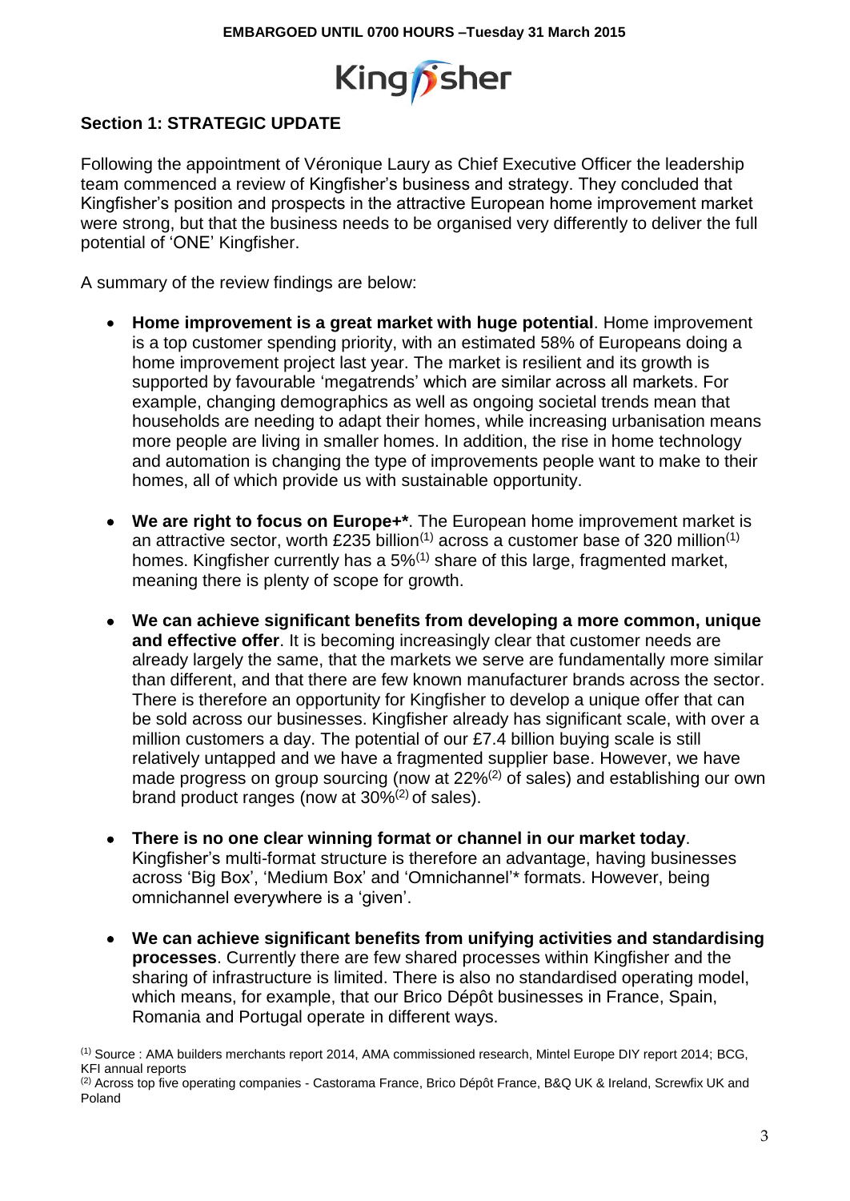EMBARGOED UNTIL 0700 HOURS –Tuesday 31 March 2015

## Section 1: STRATEGIC UPDATE

Following the appointment of Véronique Laury as Chief Executive Officer the leadership team commenced a review of Kingfisher's business and strategy. They concluded that Kingfisher's position and prospects in the attractive European home improvement market were strong, but that the business needs to be organised very differently to deliver the full potential of 'ONE' Kingfisher.

A summary of the review findings are below:

- **Home improvement is a great market with huge potential**. Home improvement is a top customer spending priority, with an estimated 58% of Europeans doing a home improvement project last year. The market is resilient and its growth is supported by favourable 'megatrends' which are similar across all markets. For example, changing demographics as well as ongoing societal trends mean that households are needing to adapt their homes, while increasing urbanisation means more people are living in smaller homes. In addition, the rise in home technology and automation is changing the type of improvements people want to make to their homes, all of which provide us with sustainable opportunity.

- **We are right to focus on Europe+***. The European home improvement market is an attractive sector, worth £235 billion[1] across a customer base of 320 million[1] homes. Kingfisher currently has a 5%[1] share of this large, fragmented market, meaning there is plenty of scope for growth.

- **We can achieve significant benefits from developing a more common, unique and effective offer**. It is becoming increasingly clear that customer needs are already largely the same, that the markets we serve are fundamentally more similar than different, and that there are few known manufacturer brands across the sector. There is therefore an opportunity for Kingfisher to develop a unique offer that can be sold across our businesses. Kingfisher already has significant scale, with over a million customers a day. The potential of our £7.4 billion buying scale is still relatively untapped and we have a fragmented supplier base. However, we have made progress on group sourcing (now at 22%[2] of sales) and establishing our own brand product ranges (now at 30%[2] of sales).

- **There is no one clear winning format or channel in our market today**. Kingfisher's multi-format structure is therefore an advantage, having businesses across 'Big Box', 'Medium Box' and 'Omnichannel'* formats. However, being omnichannel everywhere is a 'given'.

- **We can achieve significant benefits from unifying activities and standardising processes**. Currently there are few shared processes within Kingfisher and the sharing of infrastructure is limited. There is also no standardised operating model, which means, for example, that our Brico Dépôt businesses in France, Spain, Romania and Portugal operate in different ways.

[1] Source : AMA builders merchants report 2014, AMA commissioned research, Mintel Europe DIY report 2014; BCG, KFI annual reports

[2] Across top five operating companies - Castorama France, Brico Dépôt France, B&Q UK & Ireland, Screwfix UK and Poland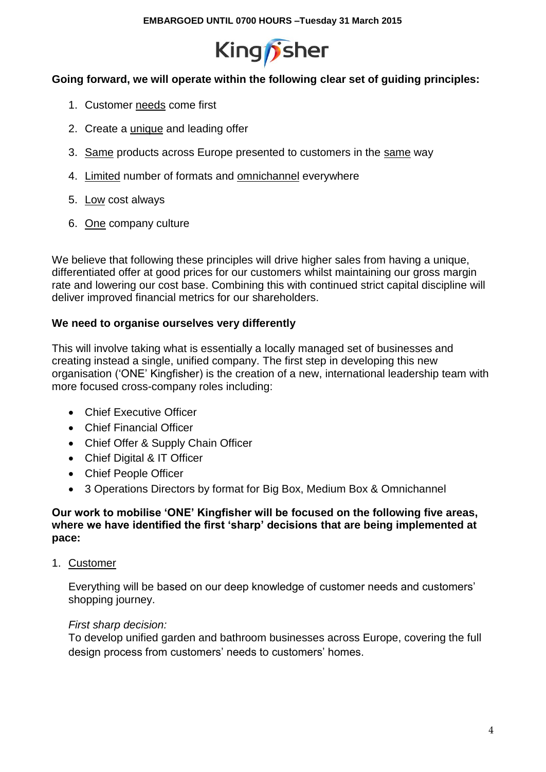**Going forward, we will operate within the following clear set of guiding principles:**

1. Customer <u>needs</u> come first
2. Create a <u>unique</u> and leading offer
3. <u>Same</u> products across Europe presented to customers in the <u>same</u> way
4. <u>Limited</u> number of formats and <u>omnichannel</u> everywhere
5. <u>Low</u> cost always
6. <u>One</u> company culture

We believe that following these principles will drive higher sales from having a unique, differentiated offer at good prices for our customers whilst maintaining our gross margin rate and lowering our cost base. Combining this with continued strict capital discipline will deliver improved financial metrics for our shareholders.

**We need to organise ourselves very differently**

This will involve taking what is essentially a locally managed set of businesses and creating instead a single, unified company. The first step in developing this new organisation ('ONE' Kingfisher) is the creation of a new, international leadership team with more focused cross-company roles including:

- Chief Executive Officer
- Chief Financial Officer
- Chief Offer & Supply Chain Officer
- Chief Digital & IT Officer
- Chief People Officer
- 3 Operations Directors by format for Big Box, Medium Box & Omnichannel

**Our work to mobilise 'ONE' Kingfisher will be focused on the following five areas, where we have identified the first 'sharp' decisions that are being implemented at pace:**

1. <u>Customer</u>

   Everything will be based on our deep knowledge of customer needs and customers' shopping journey.

   *First sharp decision:*
   To develop unified garden and bathroom businesses across Europe, covering the full design process from customers' needs to customers' homes.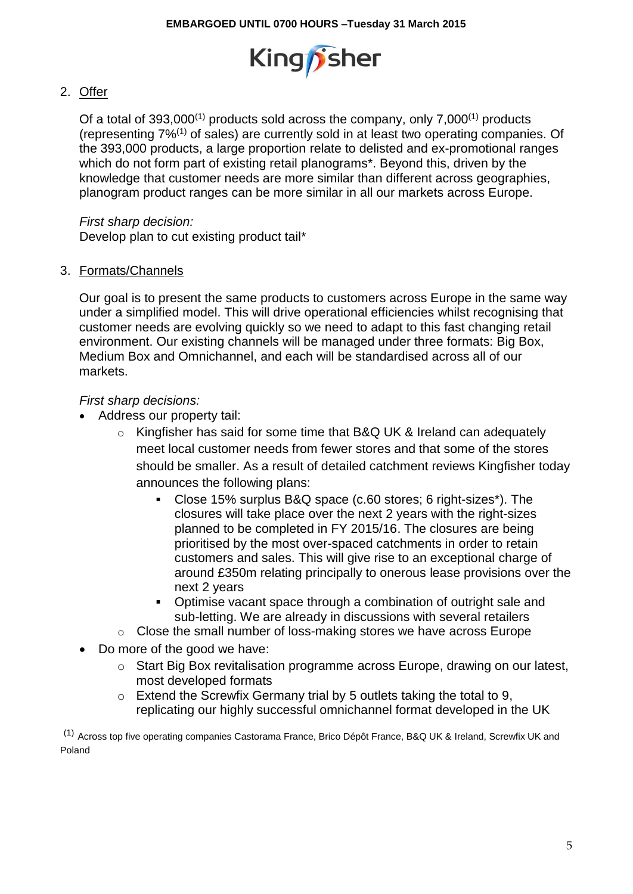2. Offer

   Of a total of 393,000[1] products sold across the company, only 7,000[1] products (representing 7%[1] of sales) are currently sold in at least two operating companies. Of the 393,000 products, a large proportion relate to delisted and ex-promotional ranges which do not form part of existing retail planograms*. Beyond this, driven by the knowledge that customer needs are more similar than different across geographies, planogram product ranges can be more similar in all our markets across Europe.

   *First sharp decision:*
   Develop plan to cut existing product tail*

3. Formats/Channels

   Our goal is to present the same products to customers across Europe in the same way under a simplified model. This will drive operational efficiencies whilst recognising that customer needs are evolving quickly so we need to adapt to this fast changing retail environment. Our existing channels will be managed under three formats: Big Box, Medium Box and Omnichannel, and each will be standardised across all of our markets.

   *First sharp decisions:*

   - Address our property tail:
     - Kingfisher has said for some time that B&Q UK & Ireland can adequately meet local customer needs from fewer stores and that some of the stores should be smaller. As a result of detailed catchment reviews Kingfisher today announces the following plans:
       - Close 15% surplus B&Q space (c.60 stores; 6 right-sizes*). The closures will take place over the next 2 years with the right-sizes planned to be completed in FY 2015/16. The closures are being prioritised by the most over-spaced catchments in order to retain customers and sales. This will give rise to an exceptional charge of around £350m relating principally to onerous lease provisions over the next 2 years
       - Optimise vacant space through a combination of outright sale and sub-letting. We are already in discussions with several retailers
     - Close the small number of loss-making stores we have across Europe
   - Do more of the good we have:
     - Start Big Box revitalisation programme across Europe, drawing on our latest, most developed formats
     - Extend the Screwfix Germany trial by 5 outlets taking the total to 9, replicating our highly successful omnichannel format developed in the UK

[1] Across top five operating companies Castorama France, Brico Dépôt France, B&Q UK & Ireland, Screwfix UK and Poland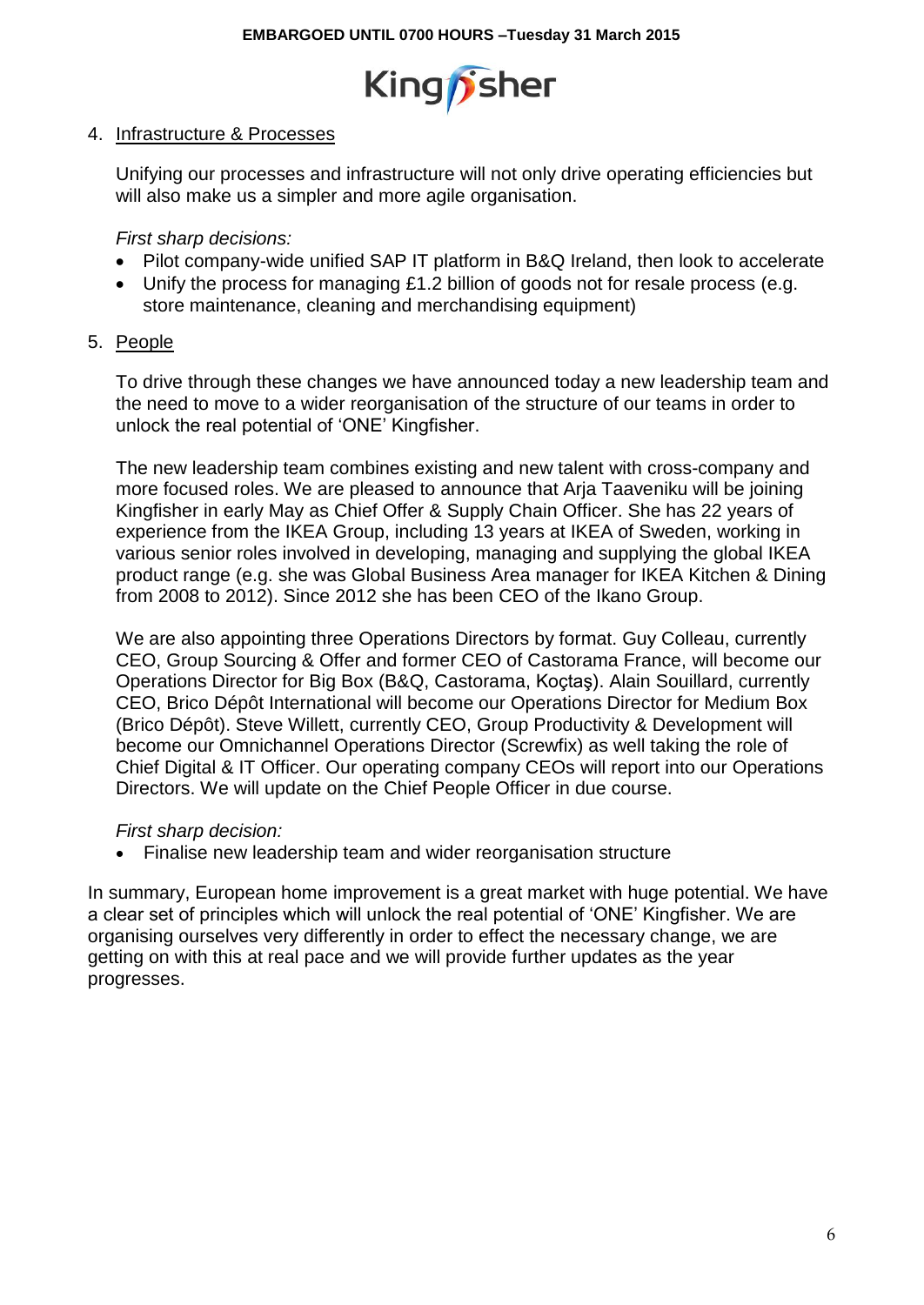4. Infrastructure & Processes

   Unifying our processes and infrastructure will not only drive operating efficiencies but will also make us a simpler and more agile organisation.

   *First sharp decisions:*

   - Pilot company-wide unified SAP IT platform in B&Q Ireland, then look to accelerate
   - Unify the process for managing £1.2 billion of goods not for resale process (e.g. store maintenance, cleaning and merchandising equipment)

5. People

   To drive through these changes we have announced today a new leadership team and the need to move to a wider reorganisation of the structure of our teams in order to unlock the real potential of 'ONE' Kingfisher.

   The new leadership team combines existing and new talent with cross-company and more focused roles. We are pleased to announce that Arja Taaveniku will be joining Kingfisher in early May as Chief Offer & Supply Chain Officer. She has 22 years of experience from the IKEA Group, including 13 years at IKEA of Sweden, working in various senior roles involved in developing, managing and supplying the global IKEA product range (e.g. she was Global Business Area manager for IKEA Kitchen & Dining from 2008 to 2012). Since 2012 she has been CEO of the Ikano Group.

   We are also appointing three Operations Directors by format. Guy Colleau, currently CEO, Group Sourcing & Offer and former CEO of Castorama France, will become our Operations Director for Big Box (B&Q, Castorama, Koçtaş). Alain Souillard, currently CEO, Brico Dépôt International will become our Operations Director for Medium Box (Brico Dépôt). Steve Willett, currently CEO, Group Productivity & Development will become our Omnichannel Operations Director (Screwfix) as well taking the role of Chief Digital & IT Officer. Our operating company CEOs will report into our Operations Directors. We will update on the Chief People Officer in due course.

   *First sharp decision:*

   - Finalise new leadership team and wider reorganisation structure

In summary, European home improvement is a great market with huge potential. We have a clear set of principles which will unlock the real potential of 'ONE' Kingfisher. We are organising ourselves very differently in order to effect the necessary change, we are getting on with this at real pace and we will provide further updates as the year progresses.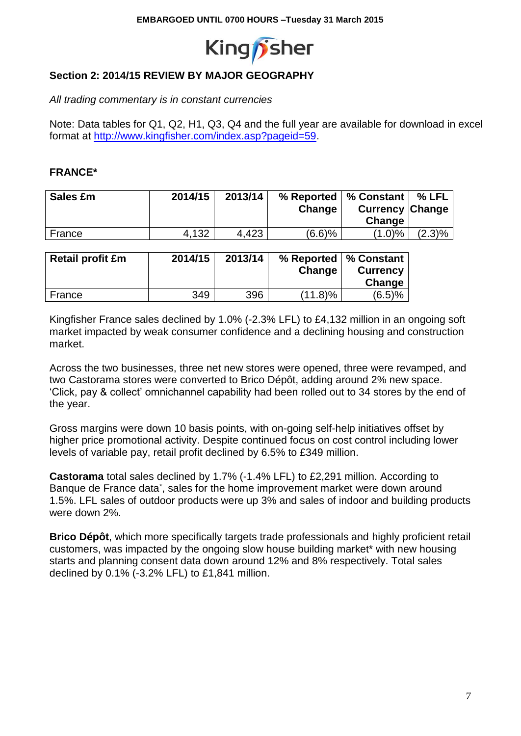EMBARGOED UNTIL 0700 HOURS –Tuesday 31 March 2015

## Section 2: 2014/15 REVIEW BY MAJOR GEOGRAPHY

*All trading commentary is in constant currencies*

Note: Data tables for Q1, Q2, H1, Q3, Q4 and the full year are available for download in excel format at http://www.kingfisher.com/index.asp?pageid=59.

### FRANCE*

| Sales £m | 2014/15 | 2013/14 | % Reported Change | % Constant Currency Change | % LFL Change |
|---|---|---|---|---|---|
| France | 4,132 | 4,423 | (6.6)% | (1.0)% | (2.3)% |

| Retail profit £m | 2014/15 | 2013/14 | % Reported Change | % Constant Currency Change |
|---|---|---|---|---|
| France | 349 | 396 | (11.8)% | (6.5)% |

Kingfisher France sales declined by 1.0% (-2.3% LFL) to £4,132 million in an ongoing soft market impacted by weak consumer confidence and a declining housing and construction market.

Across the two businesses, three net new stores were opened, three were revamped, and two Castorama stores were converted to Brico Dépôt, adding around 2% new space. 'Click, pay & collect' omnichannel capability had been rolled out to 34 stores by the end of the year.

Gross margins were down 10 basis points, with on-going self-help initiatives offset by higher price promotional activity. Despite continued focus on cost control including lower levels of variable pay, retail profit declined by 6.5% to £349 million.

**Castorama** total sales declined by 1.7% (-1.4% LFL) to £2,291 million. According to Banque de France data*, sales for the home improvement market were down around 1.5%. LFL sales of outdoor products were up 3% and sales of indoor and building products were down 2%.

**Brico Dépôt**, which more specifically targets trade professionals and highly proficient retail customers, was impacted by the ongoing slow house building market* with new housing starts and planning consent data down around 12% and 8% respectively. Total sales declined by 0.1% (-3.2% LFL) to £1,841 million.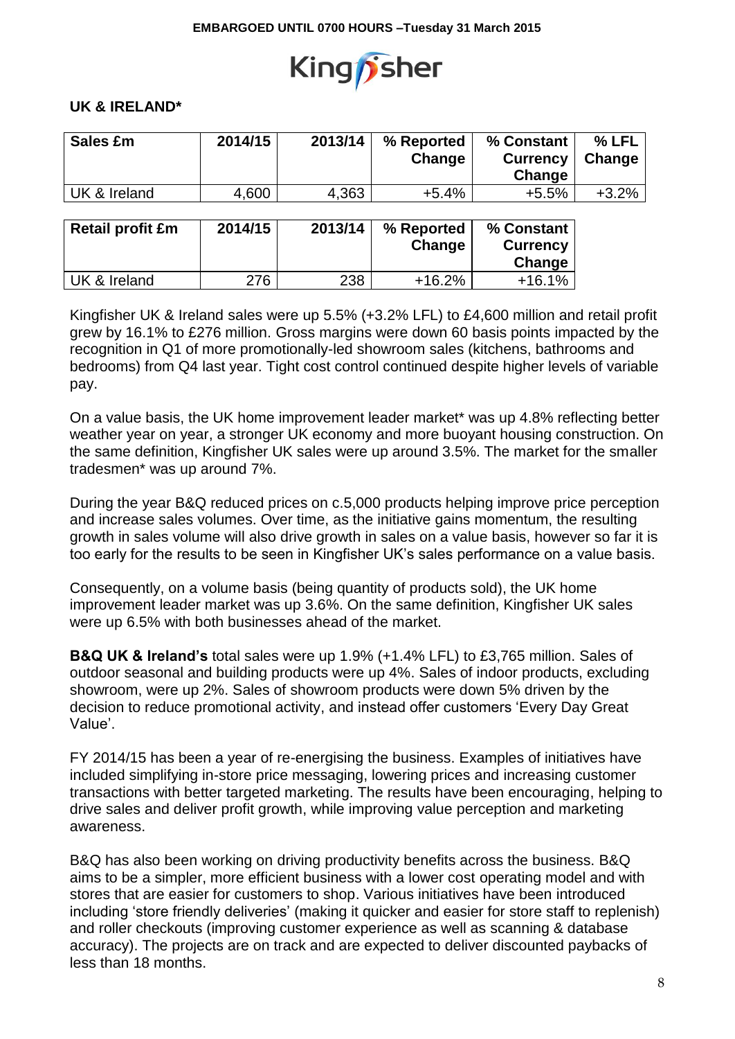EMBARGOED UNTIL 0700 HOURS –Tuesday 31 March 2015

## UK & IRELAND*

| Sales £m | 2014/15 | 2013/14 | % Reported Change | % Constant Currency Change | % LFL Change |
|---|---|---|---|---|---|
| UK & Ireland | 4,600 | 4,363 | +5.4% | +5.5% | +3.2% |

| Retail profit £m | 2014/15 | 2013/14 | % Reported Change | % Constant Currency Change |
|---|---|---|---|---|
| UK & Ireland | 276 | 238 | +16.2% | +16.1% |

Kingfisher UK & Ireland sales were up 5.5% (+3.2% LFL) to £4,600 million and retail profit grew by 16.1% to £276 million. Gross margins were down 60 basis points impacted by the recognition in Q1 of more promotionally-led showroom sales (kitchens, bathrooms and bedrooms) from Q4 last year. Tight cost control continued despite higher levels of variable pay.

On a value basis, the UK home improvement leader market* was up 4.8% reflecting better weather year on year, a stronger UK economy and more buoyant housing construction. On the same definition, Kingfisher UK sales were up around 3.5%. The market for the smaller tradesmen* was up around 7%.

During the year B&Q reduced prices on c.5,000 products helping improve price perception and increase sales volumes. Over time, as the initiative gains momentum, the resulting growth in sales volume will also drive growth in sales on a value basis, however so far it is too early for the results to be seen in Kingfisher UK's sales performance on a value basis.

Consequently, on a volume basis (being quantity of products sold), the UK home improvement leader market was up 3.6%. On the same definition, Kingfisher UK sales were up 6.5% with both businesses ahead of the market.

**B&Q UK & Ireland's** total sales were up 1.9% (+1.4% LFL) to £3,765 million. Sales of outdoor seasonal and building products were up 4%. Sales of indoor products, excluding showroom, were up 2%. Sales of showroom products were down 5% driven by the decision to reduce promotional activity, and instead offer customers 'Every Day Great Value'.

FY 2014/15 has been a year of re-energising the business. Examples of initiatives have included simplifying in-store price messaging, lowering prices and increasing customer transactions with better targeted marketing. The results have been encouraging, helping to drive sales and deliver profit growth, while improving value perception and marketing awareness.

B&Q has also been working on driving productivity benefits across the business. B&Q aims to be a simpler, more efficient business with a lower cost operating model and with stores that are easier for customers to shop. Various initiatives have been introduced including 'store friendly deliveries' (making it quicker and easier for store staff to replenish) and roller checkouts (improving customer experience as well as scanning & database accuracy). The projects are on track and are expected to deliver discounted paybacks of less than 18 months.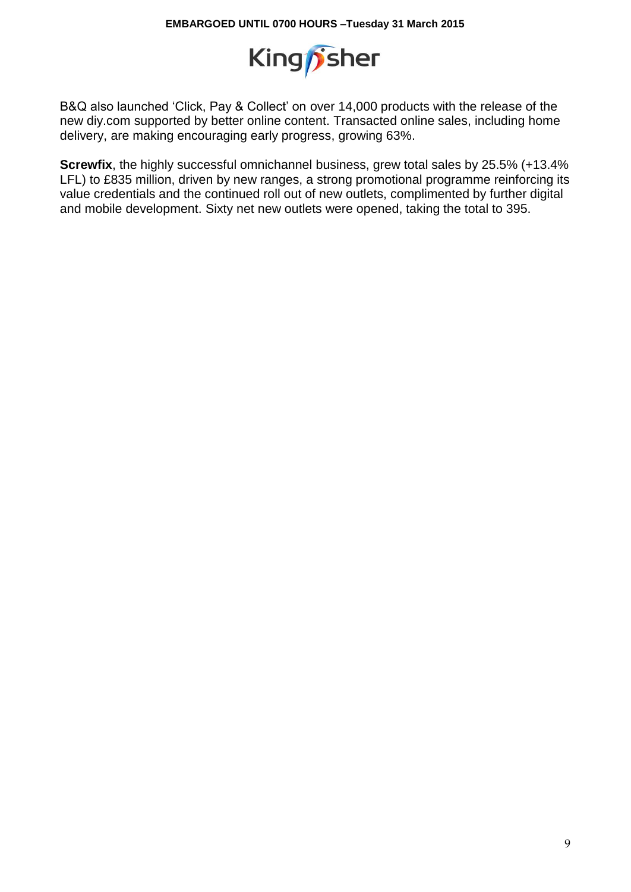B&Q also launched 'Click, Pay & Collect' on over 14,000 products with the release of the new diy.com supported by better online content. Transacted online sales, including home delivery, are making encouraging early progress, growing 63%.

**Screwfix**, the highly successful omnichannel business, grew total sales by 25.5% (+13.4% LFL) to £835 million, driven by new ranges, a strong promotional programme reinforcing its value credentials and the continued roll out of new outlets, complimented by further digital and mobile development. Sixty net new outlets were opened, taking the total to 395.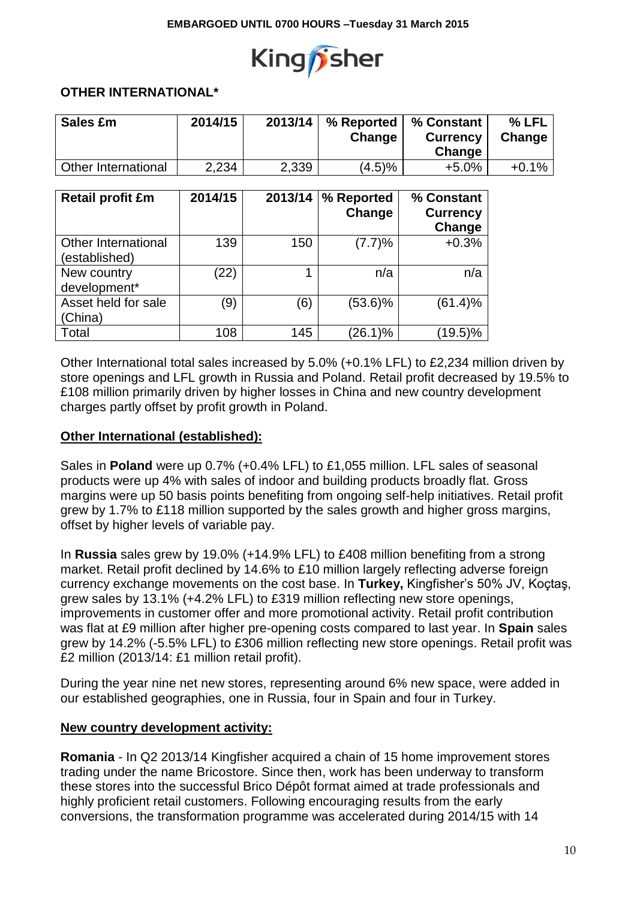**EMBARGOED UNTIL 0700 HOURS –Tuesday 31 March 2015**

Kingfisher

## OTHER INTERNATIONAL*

| Sales £m | 2014/15 | 2013/14 | % Reported Change | % Constant Currency Change | % LFL Change |
|---|---|---|---|---|---|
| Other International | 2,234 | 2,339 | (4.5)% | +5.0% | +0.1% |

| Retail profit £m | 2014/15 | 2013/14 | % Reported Change | % Constant Currency Change |
|---|---|---|---|---|
| Other International (established) | 139 | 150 | (7.7)% | +0.3% |
| New country development* | (22) | 1 | n/a | n/a |
| Asset held for sale (China) | (9) | (6) | (53.6)% | (61.4)% |
| Total | 108 | 145 | (26.1)% | (19.5)% |

Other International total sales increased by 5.0% (+0.1% LFL) to £2,234 million driven by store openings and LFL growth in Russia and Poland. Retail profit decreased by 19.5% to £108 million primarily driven by higher losses in China and new country development charges partly offset by profit growth in Poland.

**Other International (established):**

Sales in **Poland** were up 0.7% (+0.4% LFL) to £1,055 million. LFL sales of seasonal products were up 4% with sales of indoor and building products broadly flat. Gross margins were up 50 basis points benefiting from ongoing self-help initiatives. Retail profit grew by 1.7% to £118 million supported by the sales growth and higher gross margins, offset by higher levels of variable pay.

In **Russia** sales grew by 19.0% (+14.9% LFL) to £408 million benefiting from a strong market. Retail profit declined by 14.6% to £10 million largely reflecting adverse foreign currency exchange movements on the cost base. In **Turkey,** Kingfisher's 50% JV, Koçtaş, grew sales by 13.1% (+4.2% LFL) to £319 million reflecting new store openings, improvements in customer offer and more promotional activity. Retail profit contribution was flat at £9 million after higher pre-opening costs compared to last year. In **Spain** sales grew by 14.2% (-5.5% LFL) to £306 million reflecting new store openings. Retail profit was £2 million (2013/14: £1 million retail profit).

During the year nine net new stores, representing around 6% new space, were added in our established geographies, one in Russia, four in Spain and four in Turkey.

**New country development activity:**

**Romania** - In Q2 2013/14 Kingfisher acquired a chain of 15 home improvement stores trading under the name Bricostore. Since then, work has been underway to transform these stores into the successful Brico Dépôt format aimed at trade professionals and highly proficient retail customers. Following encouraging results from the early conversions, the transformation programme was accelerated during 2014/15 with 14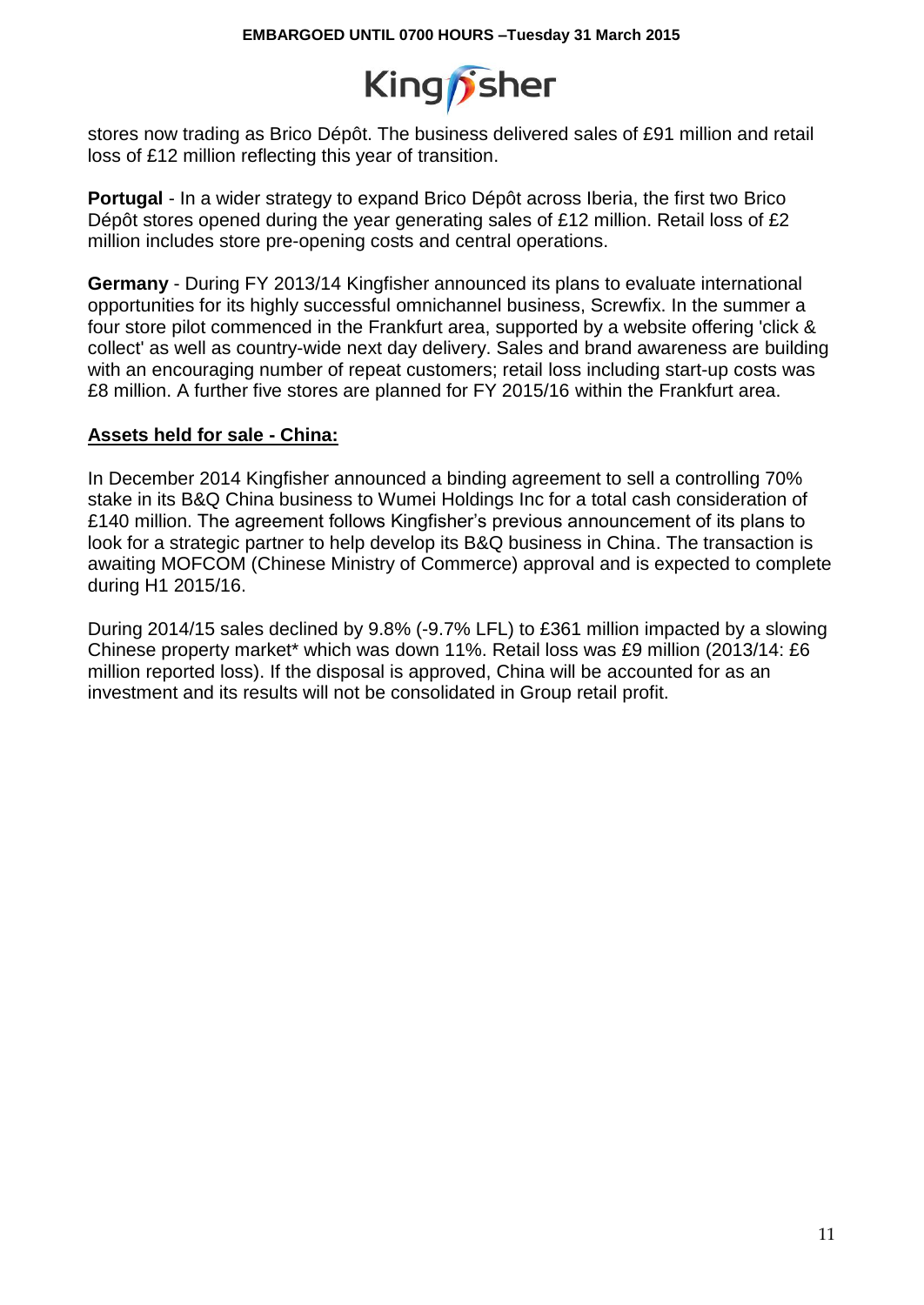stores now trading as Brico Dépôt. The business delivered sales of £91 million and retail loss of £12 million reflecting this year of transition.

**Portugal** - In a wider strategy to expand Brico Dépôt across Iberia, the first two Brico Dépôt stores opened during the year generating sales of £12 million. Retail loss of £2 million includes store pre-opening costs and central operations.

**Germany** - During FY 2013/14 Kingfisher announced its plans to evaluate international opportunities for its highly successful omnichannel business, Screwfix. In the summer a four store pilot commenced in the Frankfurt area, supported by a website offering 'click & collect' as well as country-wide next day delivery. Sales and brand awareness are building with an encouraging number of repeat customers; retail loss including start-up costs was £8 million. A further five stores are planned for FY 2015/16 within the Frankfurt area.

**Assets held for sale - China:**

In December 2014 Kingfisher announced a binding agreement to sell a controlling 70% stake in its B&Q China business to Wumei Holdings Inc for a total cash consideration of £140 million. The agreement follows Kingfisher's previous announcement of its plans to look for a strategic partner to help develop its B&Q business in China. The transaction is awaiting MOFCOM (Chinese Ministry of Commerce) approval and is expected to complete during H1 2015/16.

During 2014/15 sales declined by 9.8% (-9.7% LFL) to £361 million impacted by a slowing Chinese property market* which was down 11%. Retail loss was £9 million (2013/14: £6 million reported loss). If the disposal is approved, China will be accounted for as an investment and its results will not be consolidated in Group retail profit.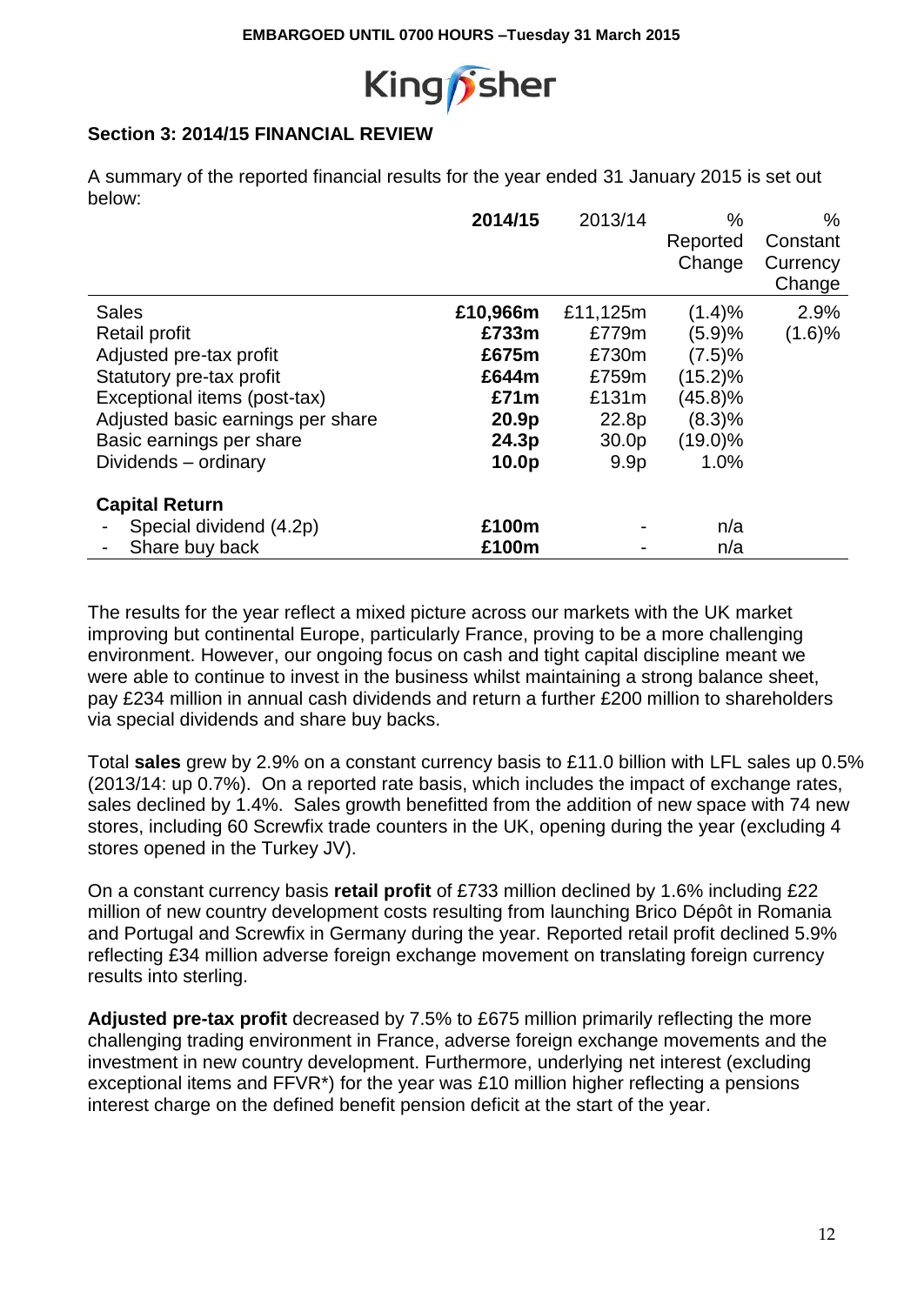EMBARGOED UNTIL 0700 HOURS –Tuesday 31 March 2015

## Section 3: 2014/15 FINANCIAL REVIEW

A summary of the reported financial results for the year ended 31 January 2015 is set out below:

| | 2014/15 | 2013/14 | % Reported Change | % Constant Currency Change |
|---|---|---|---|---|
| Sales | **£10,966m** | £11,125m | (1.4)% | 2.9% |
| Retail profit | **£733m** | £779m | (5.9)% | (1.6)% |
| Adjusted pre-tax profit | **£675m** | £730m | (7.5)% | |
| Statutory pre-tax profit | **£644m** | £759m | (15.2)% | |
| Exceptional items (post-tax) | **£71m** | £131m | (45.8)% | |
| Adjusted basic earnings per share | **20.9p** | 22.8p | (8.3)% | |
| Basic earnings per share | **24.3p** | 30.0p | (19.0)% | |
| Dividends – ordinary | **10.0p** | 9.9p | 1.0% | |
| **Capital Return** | | | | |
| - Special dividend (4.2p) | **£100m** | - | n/a | |
| - Share buy back | **£100m** | - | n/a | |

The results for the year reflect a mixed picture across our markets with the UK market improving but continental Europe, particularly France, proving to be a more challenging environment. However, our ongoing focus on cash and tight capital discipline meant we were able to continue to invest in the business whilst maintaining a strong balance sheet, pay £234 million in annual cash dividends and return a further £200 million to shareholders via special dividends and share buy backs.

Total **sales** grew by 2.9% on a constant currency basis to £11.0 billion with LFL sales up 0.5% (2013/14: up 0.7%). On a reported rate basis, which includes the impact of exchange rates, sales declined by 1.4%. Sales growth benefitted from the addition of new space with 74 new stores, including 60 Screwfix trade counters in the UK, opening during the year (excluding 4 stores opened in the Turkey JV).

On a constant currency basis **retail profit** of £733 million declined by 1.6% including £22 million of new country development costs resulting from launching Brico Dépôt in Romania and Portugal and Screwfix in Germany during the year. Reported retail profit declined 5.9% reflecting £34 million adverse foreign exchange movement on translating foreign currency results into sterling.

**Adjusted pre-tax profit** decreased by 7.5% to £675 million primarily reflecting the more challenging trading environment in France, adverse foreign exchange movements and the investment in new country development. Furthermore, underlying net interest (excluding exceptional items and FFVR*) for the year was £10 million higher reflecting a pensions interest charge on the defined benefit pension deficit at the start of the year.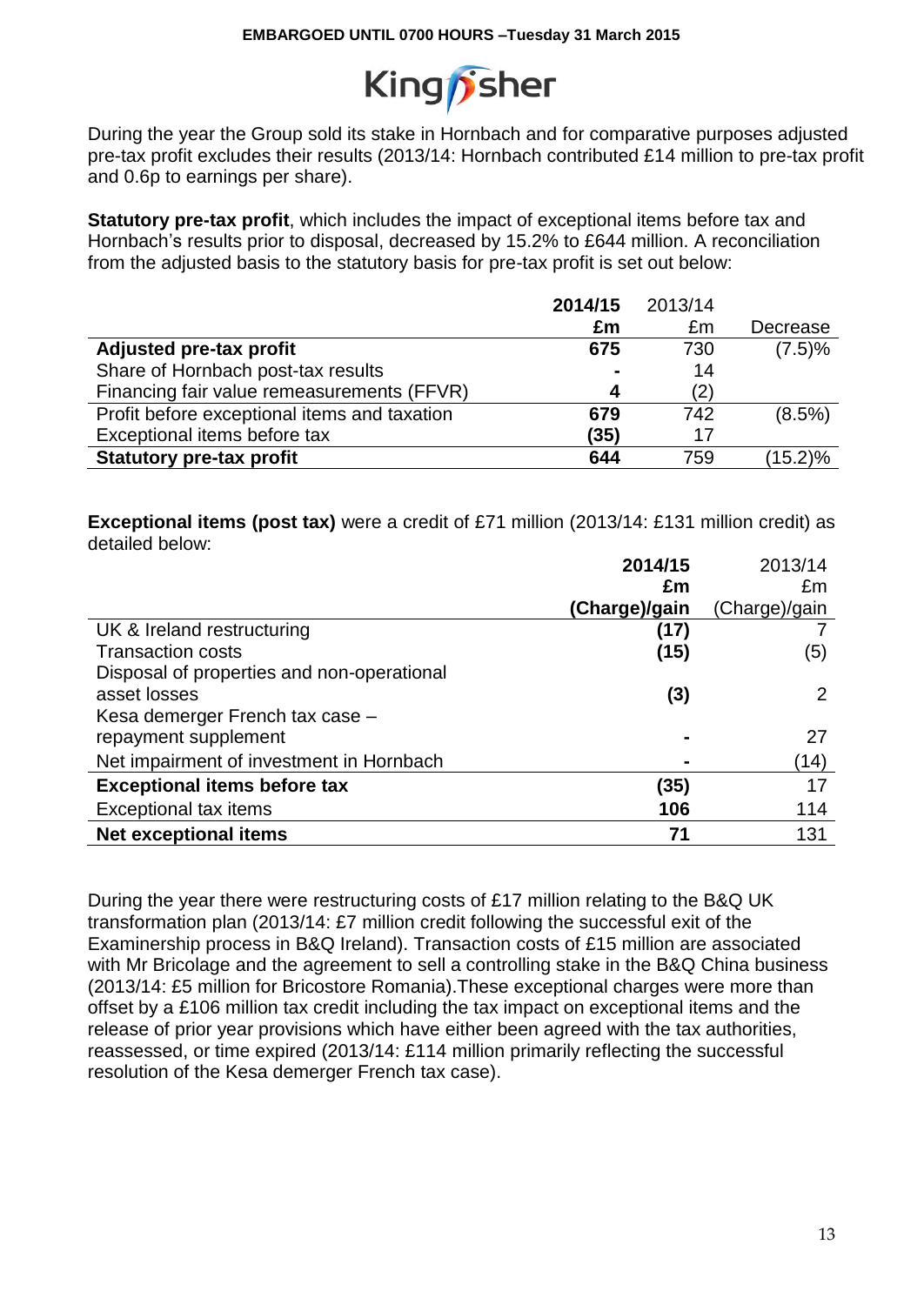During the year the Group sold its stake in Hornbach and for comparative purposes adjusted pre-tax profit excludes their results (2013/14: Hornbach contributed £14 million to pre-tax profit and 0.6p to earnings per share).

**Statutory pre-tax profit**, which includes the impact of exceptional items before tax and Hornbach's results prior to disposal, decreased by 15.2% to £644 million. A reconciliation from the adjusted basis to the statutory basis for pre-tax profit is set out below:

| | **2014/15** | 2013/14 | |
|---|---|---|---|
| | **£m** | £m | Decrease |
| **Adjusted pre-tax profit** | **675** | 730 | (7.5)% |
| Share of Hornbach post-tax results | **-** | 14 | |
| Financing fair value remeasurements (FFVR) | **4** | (2) | |
| Profit before exceptional items and taxation | **679** | 742 | (8.5%) |
| Exceptional items before tax | **(35)** | 17 | |
| **Statutory pre-tax profit** | **644** | 759 | (15.2)% |

**Exceptional items (post tax)** were a credit of £71 million (2013/14: £131 million credit) as detailed below:

| | **2014/15** | 2013/14 |
|---|---|---|
| | **£m** | £m |
| | **(Charge)/gain** | (Charge)/gain |
| UK & Ireland restructuring | **(17)** | 7 |
| Transaction costs | **(15)** | (5) |
| Disposal of properties and non-operational asset losses | **(3)** | 2 |
| Kesa demerger French tax case – repayment supplement | **-** | 27 |
| Net impairment of investment in Hornbach | **-** | (14) |
| **Exceptional items before tax** | **(35)** | 17 |
| Exceptional tax items | **106** | 114 |
| **Net exceptional items** | **71** | 131 |

During the year there were restructuring costs of £17 million relating to the B&Q UK transformation plan (2013/14: £7 million credit following the successful exit of the Examinership process in B&Q Ireland). Transaction costs of £15 million are associated with Mr Bricolage and the agreement to sell a controlling stake in the B&Q China business (2013/14: £5 million for Bricostore Romania).These exceptional charges were more than offset by a £106 million tax credit including the tax impact on exceptional items and the release of prior year provisions which have either been agreed with the tax authorities, reassessed, or time expired (2013/14: £114 million primarily reflecting the successful resolution of the Kesa demerger French tax case).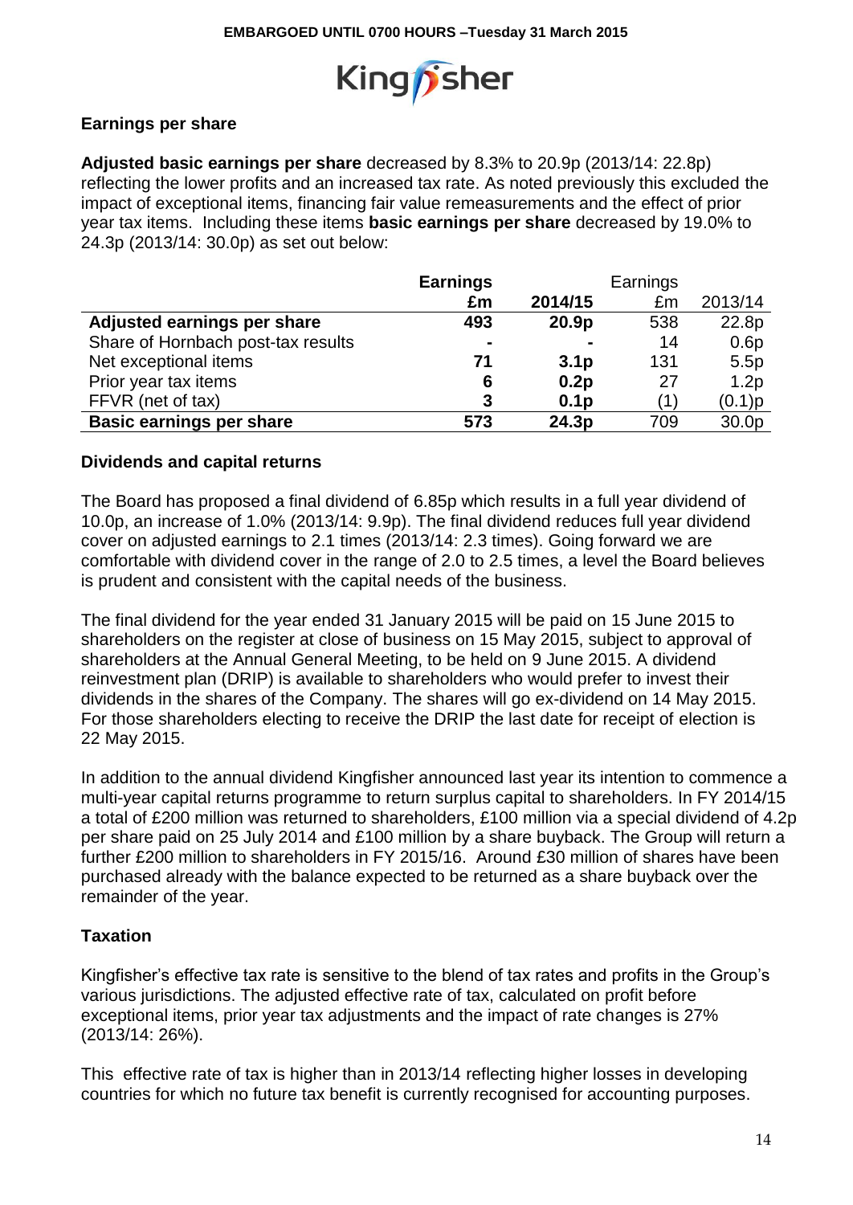**EMBARGOED UNTIL 0700 HOURS –Tuesday 31 March 2015**

Kingfisher

### Earnings per share

**Adjusted basic earnings per share** decreased by 8.3% to 20.9p (2013/14: 22.8p) reflecting the lower profits and an increased tax rate. As noted previously this excluded the impact of exceptional items, financing fair value remeasurements and the effect of prior year tax items. Including these items **basic earnings per share** decreased by 19.0% to 24.3p (2013/14: 30.0p) as set out below:

| | **Earnings £m** | **2014/15** | Earnings £m | 2013/14 |
|---|---|---|---|---|
| **Adjusted earnings per share** | **493** | **20.9p** | 538 | 22.8p |
| Share of Hornbach post-tax results | **-** | **-** | 14 | 0.6p |
| Net exceptional items | **71** | **3.1p** | 131 | 5.5p |
| Prior year tax items | **6** | **0.2p** | 27 | 1.2p |
| FFVR (net of tax) | **3** | **0.1p** | (1) | (0.1)p |
| **Basic earnings per share** | **573** | **24.3p** | 709 | 30.0p |

### Dividends and capital returns

The Board has proposed a final dividend of 6.85p which results in a full year dividend of 10.0p, an increase of 1.0% (2013/14: 9.9p). The final dividend reduces full year dividend cover on adjusted earnings to 2.1 times (2013/14: 2.3 times). Going forward we are comfortable with dividend cover in the range of 2.0 to 2.5 times, a level the Board believes is prudent and consistent with the capital needs of the business.

The final dividend for the year ended 31 January 2015 will be paid on 15 June 2015 to shareholders on the register at close of business on 15 May 2015, subject to approval of shareholders at the Annual General Meeting, to be held on 9 June 2015. A dividend reinvestment plan (DRIP) is available to shareholders who would prefer to invest their dividends in the shares of the Company. The shares will go ex-dividend on 14 May 2015. For those shareholders electing to receive the DRIP the last date for receipt of election is 22 May 2015.

In addition to the annual dividend Kingfisher announced last year its intention to commence a multi-year capital returns programme to return surplus capital to shareholders. In FY 2014/15 a total of £200 million was returned to shareholders, £100 million via a special dividend of 4.2p per share paid on 25 July 2014 and £100 million by a share buyback. The Group will return a further £200 million to shareholders in FY 2015/16. Around £30 million of shares have been purchased already with the balance expected to be returned as a share buyback over the remainder of the year.

### Taxation

Kingfisher's effective tax rate is sensitive to the blend of tax rates and profits in the Group's various jurisdictions. The adjusted effective rate of tax, calculated on profit before exceptional items, prior year tax adjustments and the impact of rate changes is 27% (2013/14: 26%).

This effective rate of tax is higher than in 2013/14 reflecting higher losses in developing countries for which no future tax benefit is currently recognised for accounting purposes.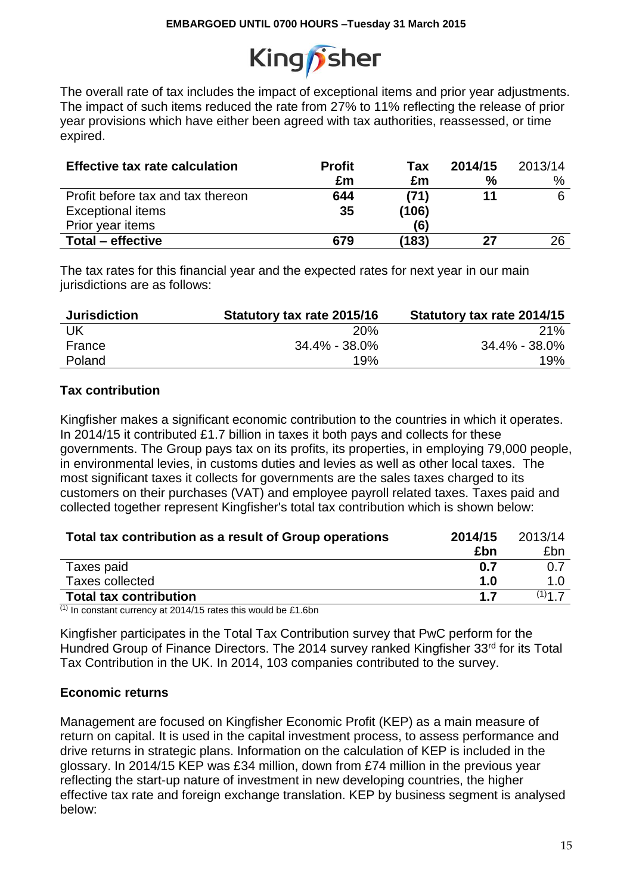The overall rate of tax includes the impact of exceptional items and prior year adjustments. The impact of such items reduced the rate from 27% to 11% reflecting the release of prior year provisions which have either been agreed with tax authorities, reassessed, or time expired.

| Effective tax rate calculation | Profit £m | Tax £m | 2014/15 % | 2013/14 % |
|---|---|---|---|---|
| Profit before tax and tax thereon | 644 | (71) | 11 | 6 |
| Exceptional items | 35 | (106) | | |
| Prior year items | | (6) | | |
| **Total – effective** | **679** | **(183)** | **27** | 26 |

The tax rates for this financial year and the expected rates for next year in our main jurisdictions are as follows:

| Jurisdiction | Statutory tax rate 2015/16 | Statutory tax rate 2014/15 |
|---|---|---|
| UK | 20% | 21% |
| France | 34.4% - 38.0% | 34.4% - 38.0% |
| Poland | 19% | 19% |

## Tax contribution

Kingfisher makes a significant economic contribution to the countries in which it operates. In 2014/15 it contributed £1.7 billion in taxes it both pays and collects for these governments. The Group pays tax on its profits, its properties, in employing 79,000 people, in environmental levies, in customs duties and levies as well as other local taxes. The most significant taxes it collects for governments are the sales taxes charged to its customers on their purchases (VAT) and employee payroll related taxes. Taxes paid and collected together represent Kingfisher's total tax contribution which is shown below:

| Total tax contribution as a result of Group operations | 2014/15 £bn | 2013/14 £bn |
|---|---|---|
| Taxes paid | 0.7 | 0.7 |
| Taxes collected | 1.0 | 1.0 |
| **Total tax contribution** | **1.7** | (1)1.7 |

(1) In constant currency at 2014/15 rates this would be £1.6bn

Kingfisher participates in the Total Tax Contribution survey that PwC perform for the Hundred Group of Finance Directors. The 2014 survey ranked Kingfisher 33rd for its Total Tax Contribution in the UK. In 2014, 103 companies contributed to the survey.

## Economic returns

Management are focused on Kingfisher Economic Profit (KEP) as a main measure of return on capital. It is used in the capital investment process, to assess performance and drive returns in strategic plans. Information on the calculation of KEP is included in the glossary. In 2014/15 KEP was £34 million, down from £74 million in the previous year reflecting the start-up nature of investment in new developing countries, the higher effective tax rate and foreign exchange translation. KEP by business segment is analysed below: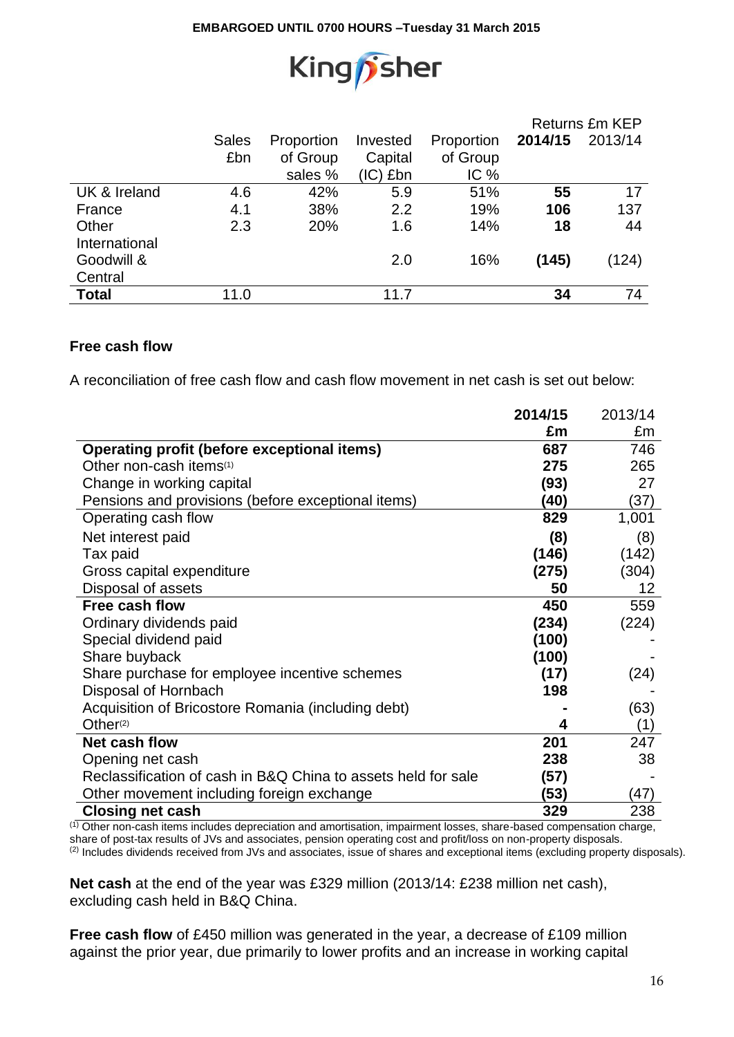EMBARGOED UNTIL 0700 HOURS –Tuesday 31 March 2015

| | Sales £bn | Proportion of Group sales % | Invested Capital (IC) £bn | Proportion of Group IC % | Returns £m KEP 2014/15 | 2013/14 |
|---|---|---|---|---|---|---|
| UK & Ireland | 4.6 | 42% | 5.9 | 51% | **55** | 17 |
| France | 4.1 | 38% | 2.2 | 19% | **106** | 137 |
| Other International | 2.3 | 20% | 1.6 | 14% | **18** | 44 |
| Goodwill & Central | | | 2.0 | 16% | **(145)** | (124) |
| **Total** | 11.0 | | 11.7 | | **34** | 74 |

**Free cash flow**

A reconciliation of free cash flow and cash flow movement in net cash is set out below:

| | **2014/15 £m** | 2013/14 £m |
|---|---|---|
| **Operating profit (before exceptional items)** | **687** | 746 |
| Other non-cash items[1] | **275** | 265 |
| Change in working capital | **(93)** | 27 |
| Pensions and provisions (before exceptional items) | **(40)** | (37) |
| Operating cash flow | **829** | 1,001 |
| Net interest paid | **(8)** | (8) |
| Tax paid | **(146)** | (142) |
| Gross capital expenditure | **(275)** | (304) |
| Disposal of assets | **50** | 12 |
| **Free cash flow** | **450** | 559 |
| Ordinary dividends paid | **(234)** | (224) |
| Special dividend paid | **(100)** | - |
| Share buyback | **(100)** | - |
| Share purchase for employee incentive schemes | **(17)** | (24) |
| Disposal of Hornbach | **198** | - |
| Acquisition of Bricostore Romania (including debt) | **-** | (63) |
| Other[2] | **4** | (1) |
| **Net cash flow** | **201** | 247 |
| Opening net cash | **238** | 38 |
| Reclassification of cash in B&Q China to assets held for sale | **(57)** | - |
| Other movement including foreign exchange | **(53)** | (47) |
| **Closing net cash** | **329** | 238 |

[1] Other non-cash items includes depreciation and amortisation, impairment losses, share-based compensation charge, share of post-tax results of JVs and associates, pension operating cost and profit/loss on non-property disposals.
[2] Includes dividends received from JVs and associates, issue of shares and exceptional items (excluding property disposals).

**Net cash** at the end of the year was £329 million (2013/14: £238 million net cash), excluding cash held in B&Q China.

**Free cash flow** of £450 million was generated in the year, a decrease of £109 million against the prior year, due primarily to lower profits and an increase in working capital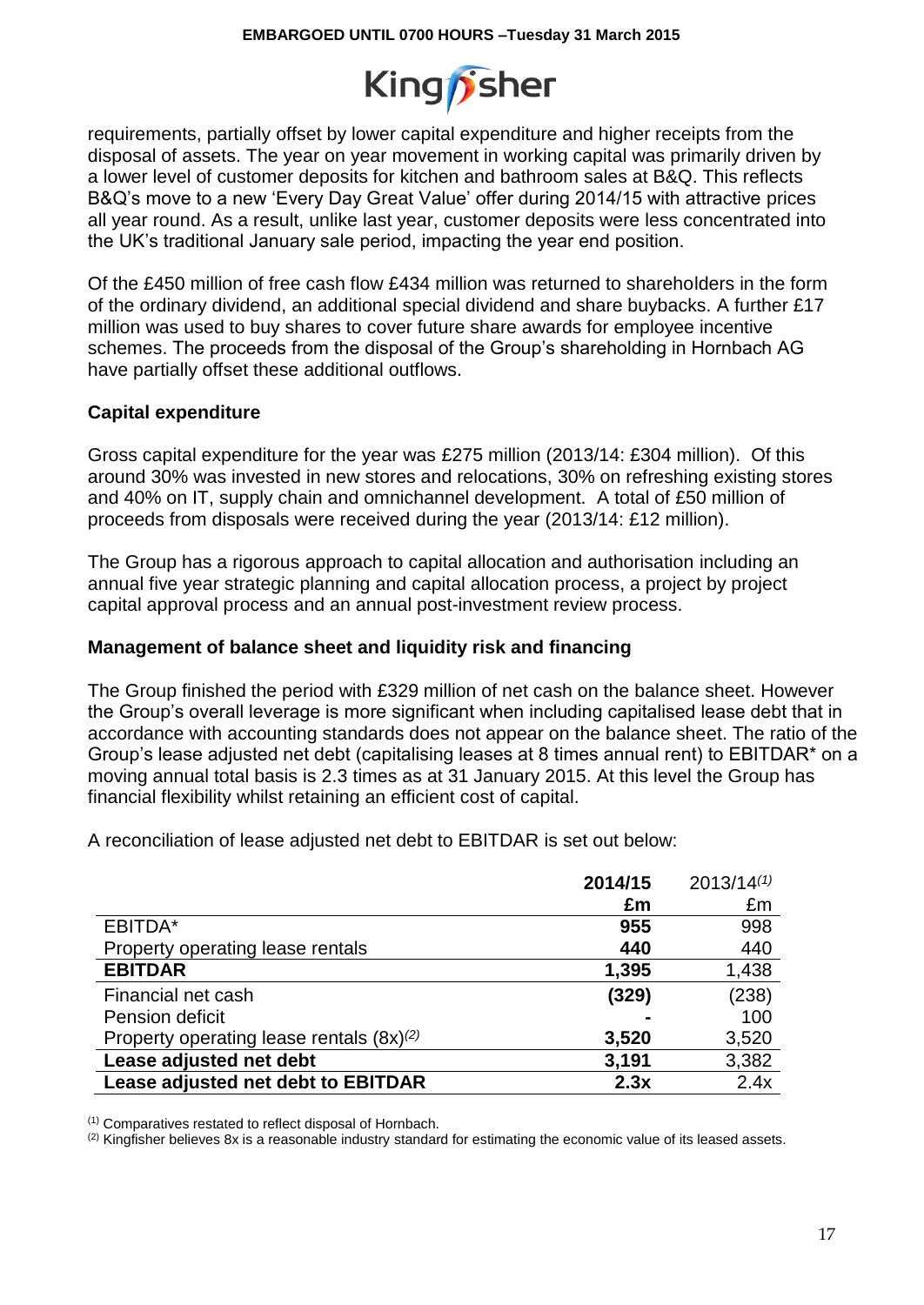requirements, partially offset by lower capital expenditure and higher receipts from the disposal of assets. The year on year movement in working capital was primarily driven by a lower level of customer deposits for kitchen and bathroom sales at B&Q. This reflects B&Q's move to a new 'Every Day Great Value' offer during 2014/15 with attractive prices all year round. As a result, unlike last year, customer deposits were less concentrated into the UK's traditional January sale period, impacting the year end position.

Of the £450 million of free cash flow £434 million was returned to shareholders in the form of the ordinary dividend, an additional special dividend and share buybacks. A further £17 million was used to buy shares to cover future share awards for employee incentive schemes. The proceeds from the disposal of the Group's shareholding in Hornbach AG have partially offset these additional outflows.

**Capital expenditure**

Gross capital expenditure for the year was £275 million (2013/14: £304 million). Of this around 30% was invested in new stores and relocations, 30% on refreshing existing stores and 40% on IT, supply chain and omnichannel development. A total of £50 million of proceeds from disposals were received during the year (2013/14: £12 million).

The Group has a rigorous approach to capital allocation and authorisation including an annual five year strategic planning and capital allocation process, a project by project capital approval process and an annual post-investment review process.

**Management of balance sheet and liquidity risk and financing**

The Group finished the period with £329 million of net cash on the balance sheet. However the Group's overall leverage is more significant when including capitalised lease debt that in accordance with accounting standards does not appear on the balance sheet. The ratio of the Group's lease adjusted net debt (capitalising leases at 8 times annual rent) to EBITDAR* on a moving annual total basis is 2.3 times as at 31 January 2015. At this level the Group has financial flexibility whilst retaining an efficient cost of capital.

A reconciliation of lease adjusted net debt to EBITDAR is set out below:

| | **2014/15** | 2013/14[(1)] |
|---|---|---|
| | **£m** | £m |
| EBITDA* | **955** | 998 |
| Property operating lease rentals | **440** | 440 |
| **EBITDAR** | **1,395** | 1,438 |
| Financial net cash | **(329)** | (238) |
| Pension deficit | **-** | 100 |
| Property operating lease rentals (8x)[(2)] | **3,520** | 3,520 |
| **Lease adjusted net debt** | **3,191** | 3,382 |
| **Lease adjusted net debt to EBITDAR** | **2.3x** | 2.4x |

(1) Comparatives restated to reflect disposal of Hornbach.

(2) Kingfisher believes 8x is a reasonable industry standard for estimating the economic value of its leased assets.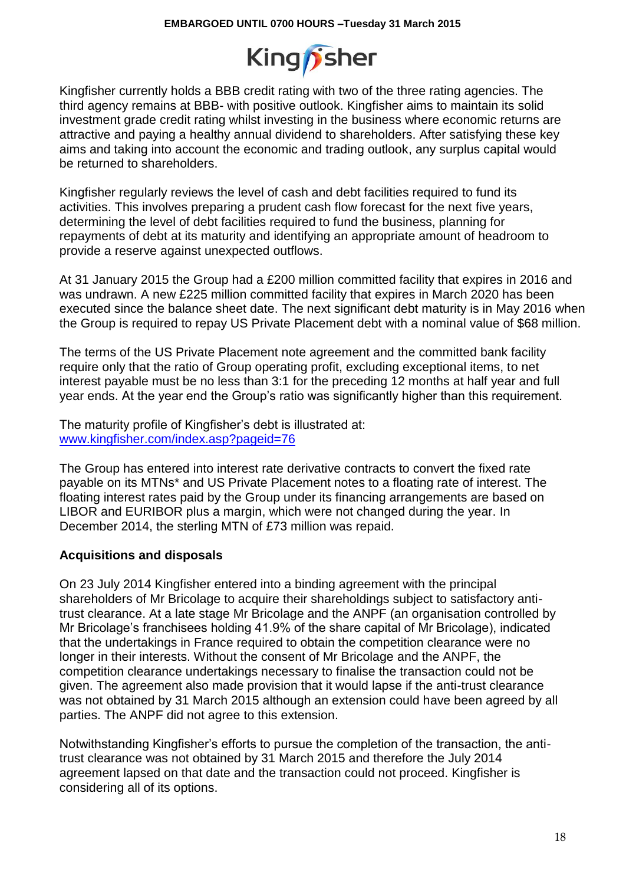Kingfisher currently holds a BBB credit rating with two of the three rating agencies. The third agency remains at BBB- with positive outlook. Kingfisher aims to maintain its solid investment grade credit rating whilst investing in the business where economic returns are attractive and paying a healthy annual dividend to shareholders. After satisfying these key aims and taking into account the economic and trading outlook, any surplus capital would be returned to shareholders.

Kingfisher regularly reviews the level of cash and debt facilities required to fund its activities. This involves preparing a prudent cash flow forecast for the next five years, determining the level of debt facilities required to fund the business, planning for repayments of debt at its maturity and identifying an appropriate amount of headroom to provide a reserve against unexpected outflows.

At 31 January 2015 the Group had a £200 million committed facility that expires in 2016 and was undrawn. A new £225 million committed facility that expires in March 2020 has been executed since the balance sheet date. The next significant debt maturity is in May 2016 when the Group is required to repay US Private Placement debt with a nominal value of $68 million.

The terms of the US Private Placement note agreement and the committed bank facility require only that the ratio of Group operating profit, excluding exceptional items, to net interest payable must be no less than 3:1 for the preceding 12 months at half year and full year ends. At the year end the Group's ratio was significantly higher than this requirement.

The maturity profile of Kingfisher's debt is illustrated at: [www.kingfisher.com/index.asp?pageid=76](http://www.kingfisher.com/index.asp?pageid=76)

The Group has entered into interest rate derivative contracts to convert the fixed rate payable on its MTNs* and US Private Placement notes to a floating rate of interest. The floating interest rates paid by the Group under its financing arrangements are based on LIBOR and EURIBOR plus a margin, which were not changed during the year. In December 2014, the sterling MTN of £73 million was repaid.

## Acquisitions and disposals

On 23 July 2014 Kingfisher entered into a binding agreement with the principal shareholders of Mr Bricolage to acquire their shareholdings subject to satisfactory anti-trust clearance. At a late stage Mr Bricolage and the ANPF (an organisation controlled by Mr Bricolage's franchisees holding 41.9% of the share capital of Mr Bricolage), indicated that the undertakings in France required to obtain the competition clearance were no longer in their interests. Without the consent of Mr Bricolage and the ANPF, the competition clearance undertakings necessary to finalise the transaction could not be given. The agreement also made provision that it would lapse if the anti-trust clearance was not obtained by 31 March 2015 although an extension could have been agreed by all parties. The ANPF did not agree to this extension.

Notwithstanding Kingfisher's efforts to pursue the completion of the transaction, the anti-trust clearance was not obtained by 31 March 2015 and therefore the July 2014 agreement lapsed on that date and the transaction could not proceed. Kingfisher is considering all of its options.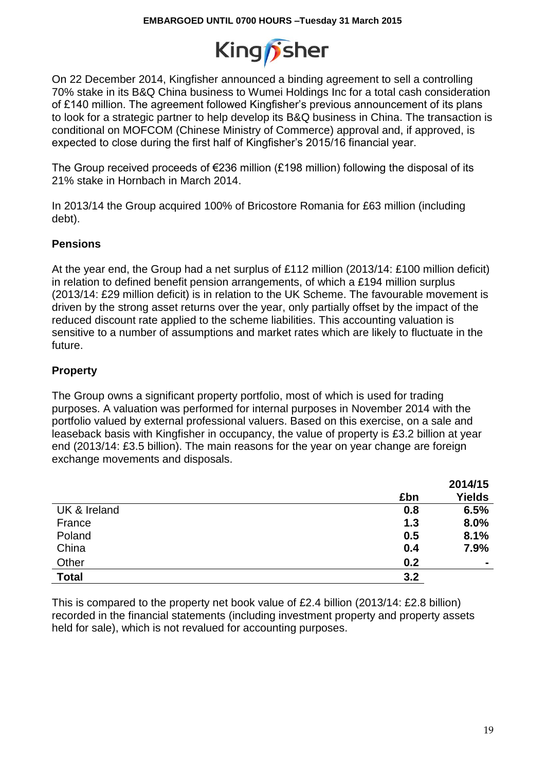On 22 December 2014, Kingfisher announced a binding agreement to sell a controlling 70% stake in its B&Q China business to Wumei Holdings Inc for a total cash consideration of £140 million. The agreement followed Kingfisher's previous announcement of its plans to look for a strategic partner to help develop its B&Q business in China. The transaction is conditional on MOFCOM (Chinese Ministry of Commerce) approval and, if approved, is expected to close during the first half of Kingfisher's 2015/16 financial year.

The Group received proceeds of €236 million (£198 million) following the disposal of its 21% stake in Hornbach in March 2014.

In 2013/14 the Group acquired 100% of Bricostore Romania for £63 million (including debt).

## Pensions

At the year end, the Group had a net surplus of £112 million (2013/14: £100 million deficit) in relation to defined benefit pension arrangements, of which a £194 million surplus (2013/14: £29 million deficit) is in relation to the UK Scheme. The favourable movement is driven by the strong asset returns over the year, only partially offset by the impact of the reduced discount rate applied to the scheme liabilities. This accounting valuation is sensitive to a number of assumptions and market rates which are likely to fluctuate in the future.

## Property

The Group owns a significant property portfolio, most of which is used for trading purposes. A valuation was performed for internal purposes in November 2014 with the portfolio valued by external professional valuers. Based on this exercise, on a sale and leaseback basis with Kingfisher in occupancy, the value of property is £3.2 billion at year end (2013/14: £3.5 billion). The main reasons for the year on year change are foreign exchange movements and disposals.

| | £bn | 2014/15 Yields |
|---|---|---|
| UK & Ireland | 0.8 | 6.5% |
| France | 1.3 | 8.0% |
| Poland | 0.5 | 8.1% |
| China | 0.4 | 7.9% |
| Other | 0.2 | - |
| **Total** | **3.2** | |

This is compared to the property net book value of £2.4 billion (2013/14: £2.8 billion) recorded in the financial statements (including investment property and property assets held for sale), which is not revalued for accounting purposes.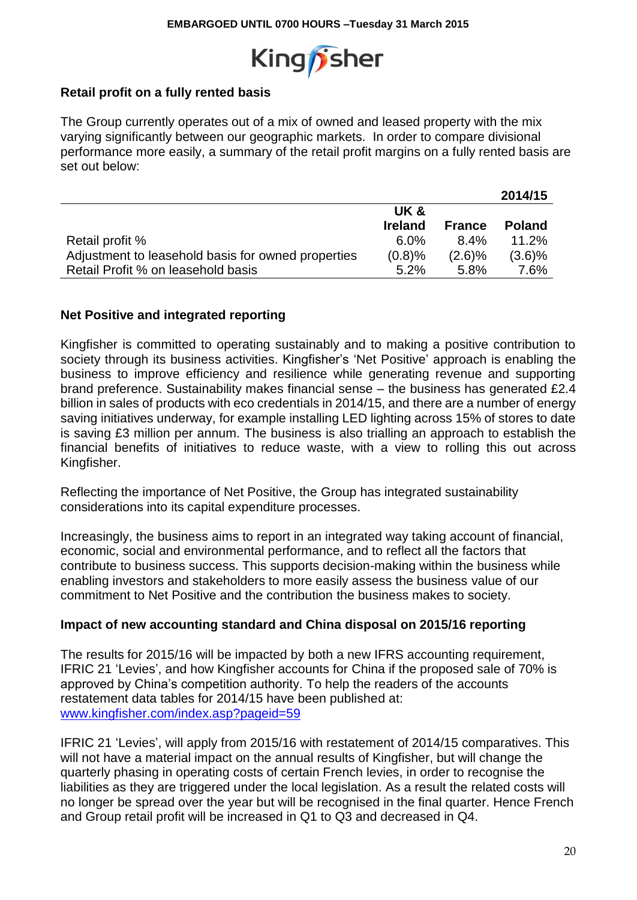## Retail profit on a fully rented basis

The Group currently operates out of a mix of owned and leased property with the mix varying significantly between our geographic markets. In order to compare divisional performance more easily, a summary of the retail profit margins on a fully rented basis are set out below:

| | | | 2014/15 |
|---|---|---|---|
| | UK & Ireland | France | Poland |
| Retail profit % | 6.0% | 8.4% | 11.2% |
| Adjustment to leasehold basis for owned properties | (0.8)% | (2.6)% | (3.6)% |
| Retail Profit % on leasehold basis | 5.2% | 5.8% | 7.6% |

## Net Positive and integrated reporting

Kingfisher is committed to operating sustainably and to making a positive contribution to society through its business activities. Kingfisher's 'Net Positive' approach is enabling the business to improve efficiency and resilience while generating revenue and supporting brand preference. Sustainability makes financial sense – the business has generated £2.4 billion in sales of products with eco credentials in 2014/15, and there are a number of energy saving initiatives underway, for example installing LED lighting across 15% of stores to date is saving £3 million per annum. The business is also trialling an approach to establish the financial benefits of initiatives to reduce waste, with a view to rolling this out across Kingfisher.

Reflecting the importance of Net Positive, the Group has integrated sustainability considerations into its capital expenditure processes.

Increasingly, the business aims to report in an integrated way taking account of financial, economic, social and environmental performance, and to reflect all the factors that contribute to business success. This supports decision-making within the business while enabling investors and stakeholders to more easily assess the business value of our commitment to Net Positive and the contribution the business makes to society.

## Impact of new accounting standard and China disposal on 2015/16 reporting

The results for 2015/16 will be impacted by both a new IFRS accounting requirement, IFRIC 21 'Levies', and how Kingfisher accounts for China if the proposed sale of 70% is approved by China's competition authority. To help the readers of the accounts restatement data tables for 2014/15 have been published at: www.kingfisher.com/index.asp?pageid=59

IFRIC 21 'Levies', will apply from 2015/16 with restatement of 2014/15 comparatives. This will not have a material impact on the annual results of Kingfisher, but will change the quarterly phasing in operating costs of certain French levies, in order to recognise the liabilities as they are triggered under the local legislation. As a result the related costs will no longer be spread over the year but will be recognised in the final quarter. Hence French and Group retail profit will be increased in Q1 to Q3 and decreased in Q4.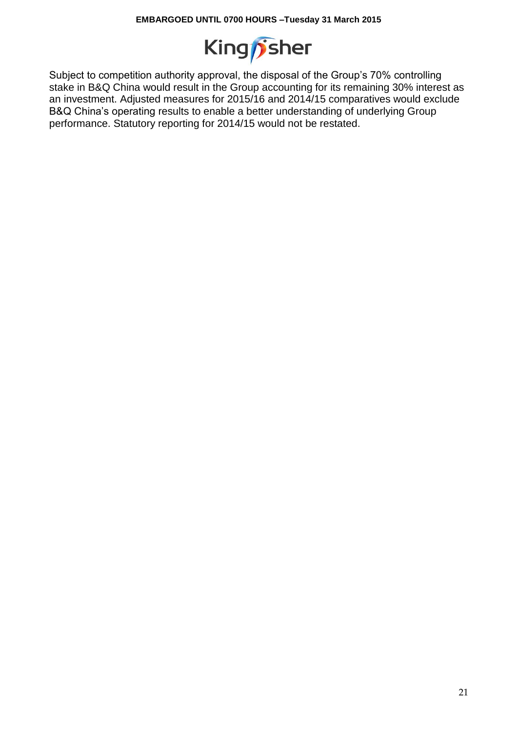Subject to competition authority approval, the disposal of the Group's 70% controlling stake in B&Q China would result in the Group accounting for its remaining 30% interest as an investment. Adjusted measures for 2015/16 and 2014/15 comparatives would exclude B&Q China's operating results to enable a better understanding of underlying Group performance. Statutory reporting for 2014/15 would not be restated.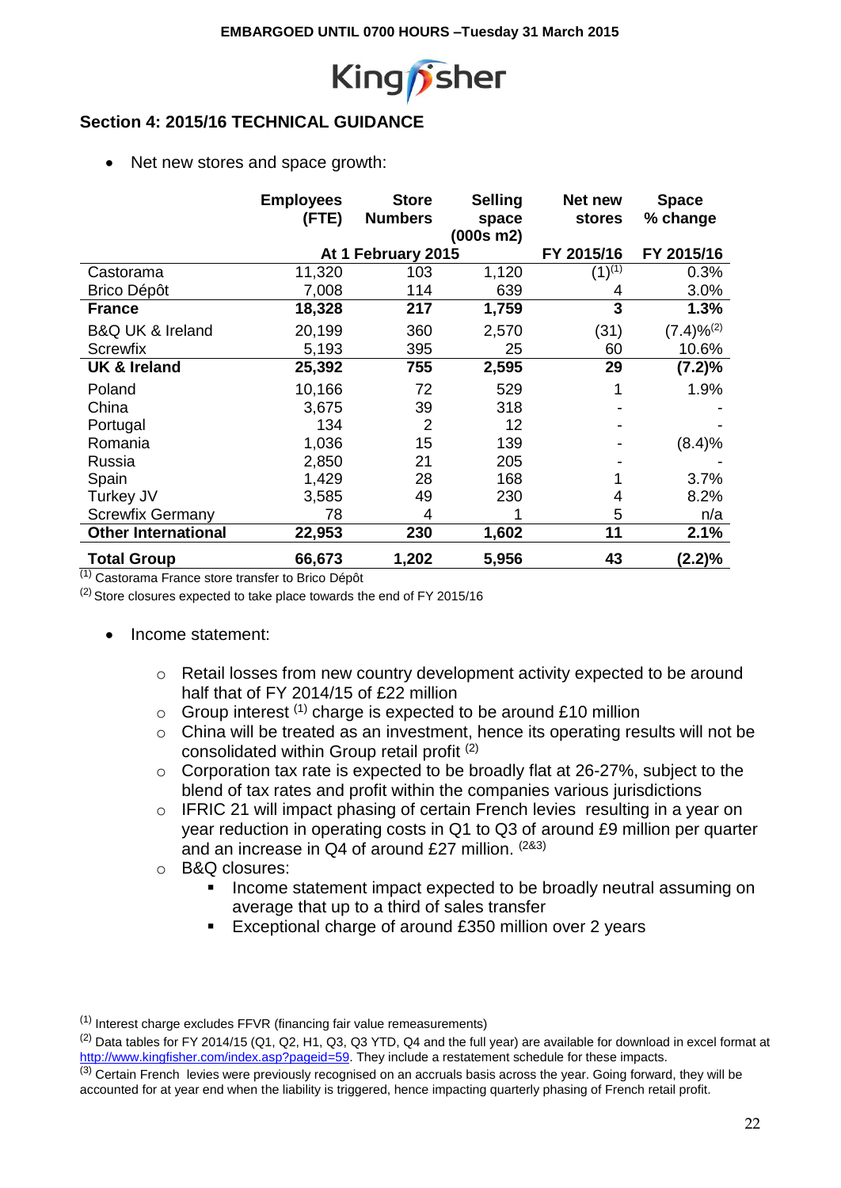EMBARGOED UNTIL 0700 HOURS –Tuesday 31 March 2015

## Section 4: 2015/16 TECHNICAL GUIDANCE

- Net new stores and space growth:

| | Employees (FTE) | Store Numbers | Selling space (000s m2) | Net new stores | Space % change |
|---|---|---|---|---|---|
| | At 1 February 2015 | | | FY 2015/16 | FY 2015/16 |
| Castorama | 11,320 | 103 | 1,120 | (1)[1] | 0.3% |
| Brico Dépôt | 7,008 | 114 | 639 | 4 | 3.0% |
| **France** | **18,328** | **217** | **1,759** | **3** | **1.3%** |
| B&Q UK & Ireland | 20,199 | 360 | 2,570 | (31) | (7.4)%[2] |
| Screwfix | 5,193 | 395 | 25 | 60 | 10.6% |
| **UK & Ireland** | **25,392** | **755** | **2,595** | **29** | **(7.2)%** |
| Poland | 10,166 | 72 | 529 | 1 | 1.9% |
| China | 3,675 | 39 | 318 | - | - |
| Portugal | 134 | 2 | 12 | - | - |
| Romania | 1,036 | 15 | 139 | - | (8.4)% |
| Russia | 2,850 | 21 | 205 | - | - |
| Spain | 1,429 | 28 | 168 | 1 | 3.7% |
| Turkey JV | 3,585 | 49 | 230 | 4 | 8.2% |
| Screwfix Germany | 78 | 4 | 1 | 5 | n/a |
| **Other International** | **22,953** | **230** | **1,602** | **11** | **2.1%** |
| **Total Group** | **66,673** | **1,202** | **5,956** | **43** | **(2.2)%** |

[1] Castorama France store transfer to Brico Dépôt

[2] Store closures expected to take place towards the end of FY 2015/16

- Income statement:
  - Retail losses from new country development activity expected to be around half that of FY 2014/15 of £22 million
  - Group interest [1] charge is expected to be around £10 million
  - China will be treated as an investment, hence its operating results will not be consolidated within Group retail profit [2]
  - Corporation tax rate is expected to be broadly flat at 26-27%, subject to the blend of tax rates and profit within the companies various jurisdictions
  - IFRIC 21 will impact phasing of certain French levies resulting in a year on year reduction in operating costs in Q1 to Q3 of around £9 million per quarter and an increase in Q4 of around £27 million. [2&3]
  - B&Q closures:
    - Income statement impact expected to be broadly neutral assuming on average that up to a third of sales transfer
    - Exceptional charge of around £350 million over 2 years

[1] Interest charge excludes FFVR (financing fair value remeasurements)

[2] Data tables for FY 2014/15 (Q1, Q2, H1, Q3, Q3 YTD, Q4 and the full year) are available for download in excel format at http://www.kingfisher.com/index.asp?pageid=59. They include a restatement schedule for these impacts.

[3] Certain French levies were previously recognised on an accruals basis across the year. Going forward, they will be accounted for at year end when the liability is triggered, hence impacting quarterly phasing of French retail profit.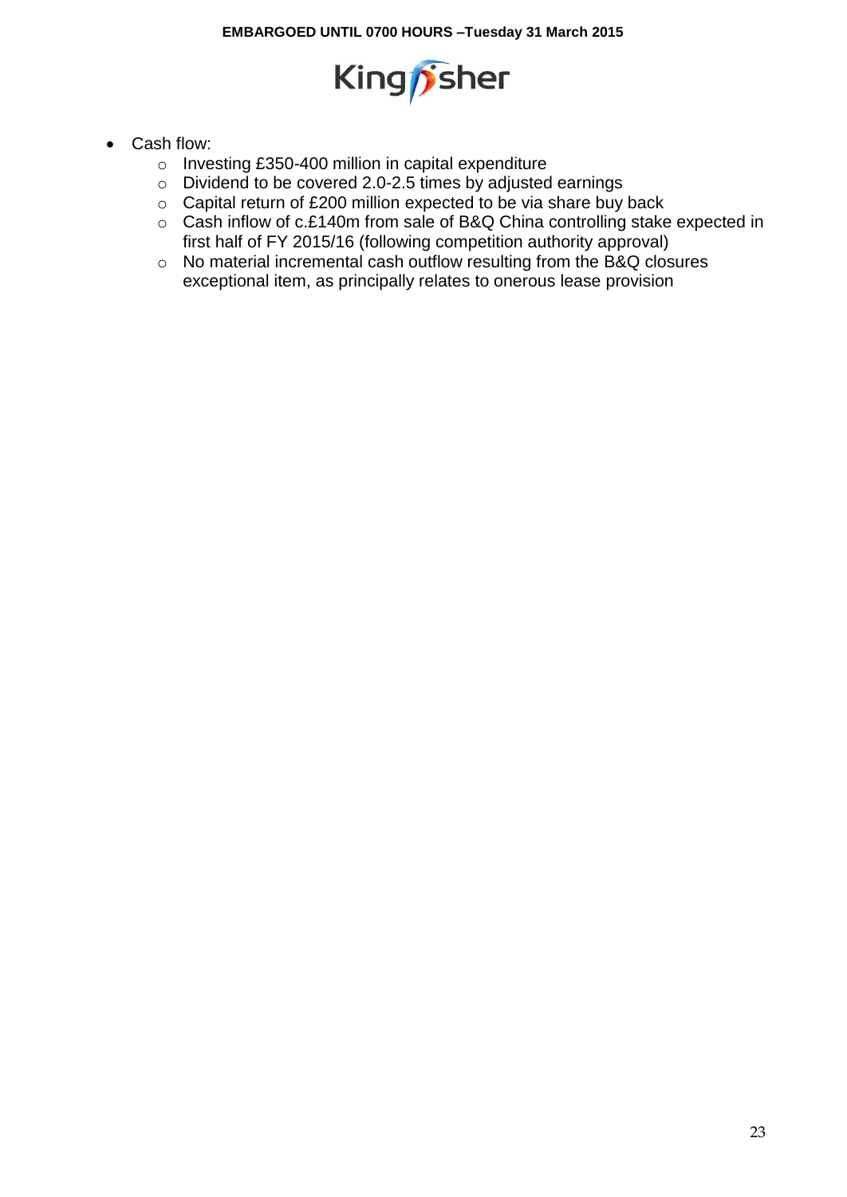- Cash flow:
  - Investing £350-400 million in capital expenditure
  - Dividend to be covered 2.0-2.5 times by adjusted earnings
  - Capital return of £200 million expected to be via share buy back
  - Cash inflow of c.£140m from sale of B&Q China controlling stake expected in first half of FY 2015/16 (following competition authority approval)
  - No material incremental cash outflow resulting from the B&Q closures exceptional item, as principally relates to onerous lease provision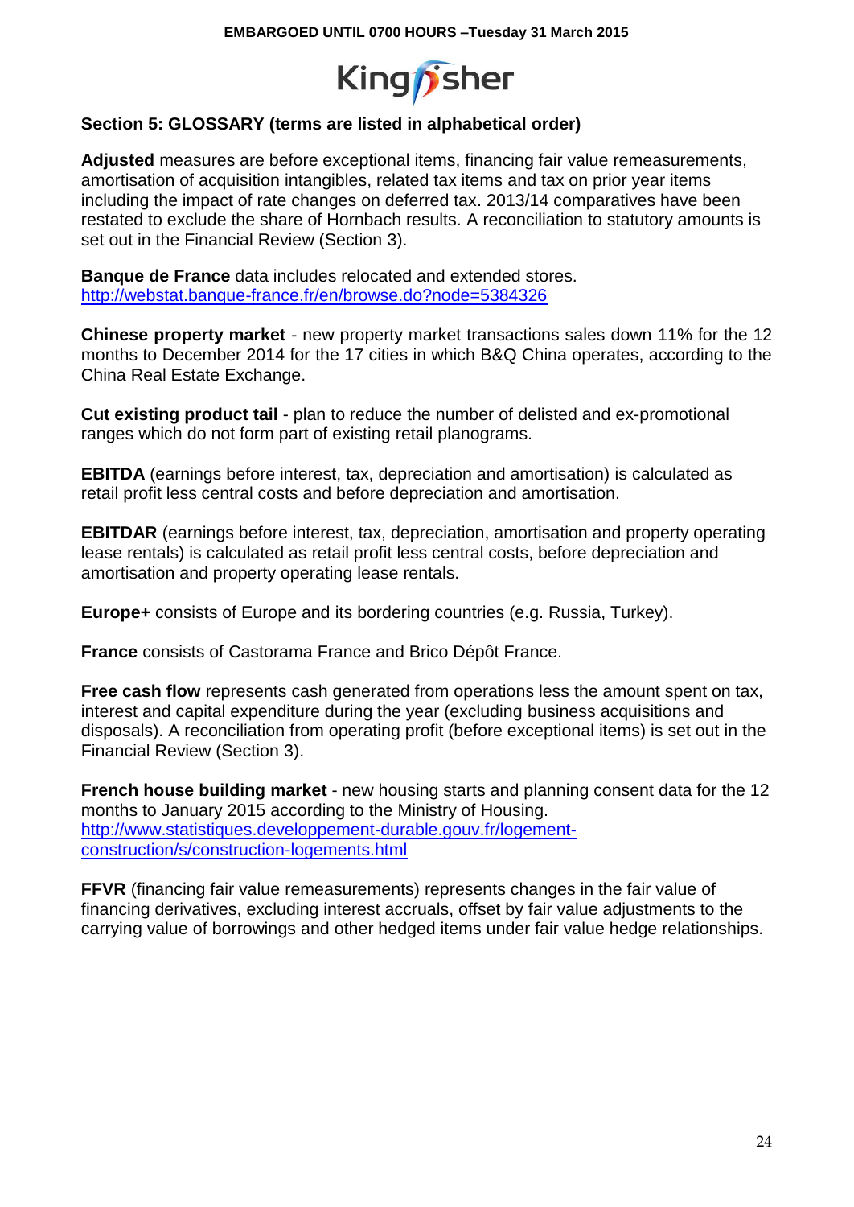EMBARGOED UNTIL 0700 HOURS –Tuesday 31 March 2015

Kingfisher

## Section 5: GLOSSARY (terms are listed in alphabetical order)

**Adjusted** measures are before exceptional items, financing fair value remeasurements, amortisation of acquisition intangibles, related tax items and tax on prior year items including the impact of rate changes on deferred tax. 2013/14 comparatives have been restated to exclude the share of Hornbach results. A reconciliation to statutory amounts is set out in the Financial Review (Section 3).

**Banque de France** data includes relocated and extended stores.
http://webstat.banque-france.fr/en/browse.do?node=5384326

**Chinese property market** - new property market transactions sales down 11% for the 12 months to December 2014 for the 17 cities in which B&Q China operates, according to the China Real Estate Exchange.

**Cut existing product tail** - plan to reduce the number of delisted and ex-promotional ranges which do not form part of existing retail planograms.

**EBITDA** (earnings before interest, tax, depreciation and amortisation) is calculated as retail profit less central costs and before depreciation and amortisation.

**EBITDAR** (earnings before interest, tax, depreciation, amortisation and property operating lease rentals) is calculated as retail profit less central costs, before depreciation and amortisation and property operating lease rentals.

**Europe+** consists of Europe and its bordering countries (e.g. Russia, Turkey).

**France** consists of Castorama France and Brico Dépôt France.

**Free cash flow** represents cash generated from operations less the amount spent on tax, interest and capital expenditure during the year (excluding business acquisitions and disposals). A reconciliation from operating profit (before exceptional items) is set out in the Financial Review (Section 3).

**French house building market** - new housing starts and planning consent data for the 12 months to January 2015 according to the Ministry of Housing.
http://www.statistiques.developpement-durable.gouv.fr/logement-construction/s/construction-logements.html

**FFVR** (financing fair value remeasurements) represents changes in the fair value of financing derivatives, excluding interest accruals, offset by fair value adjustments to the carrying value of borrowings and other hedged items under fair value hedge relationships.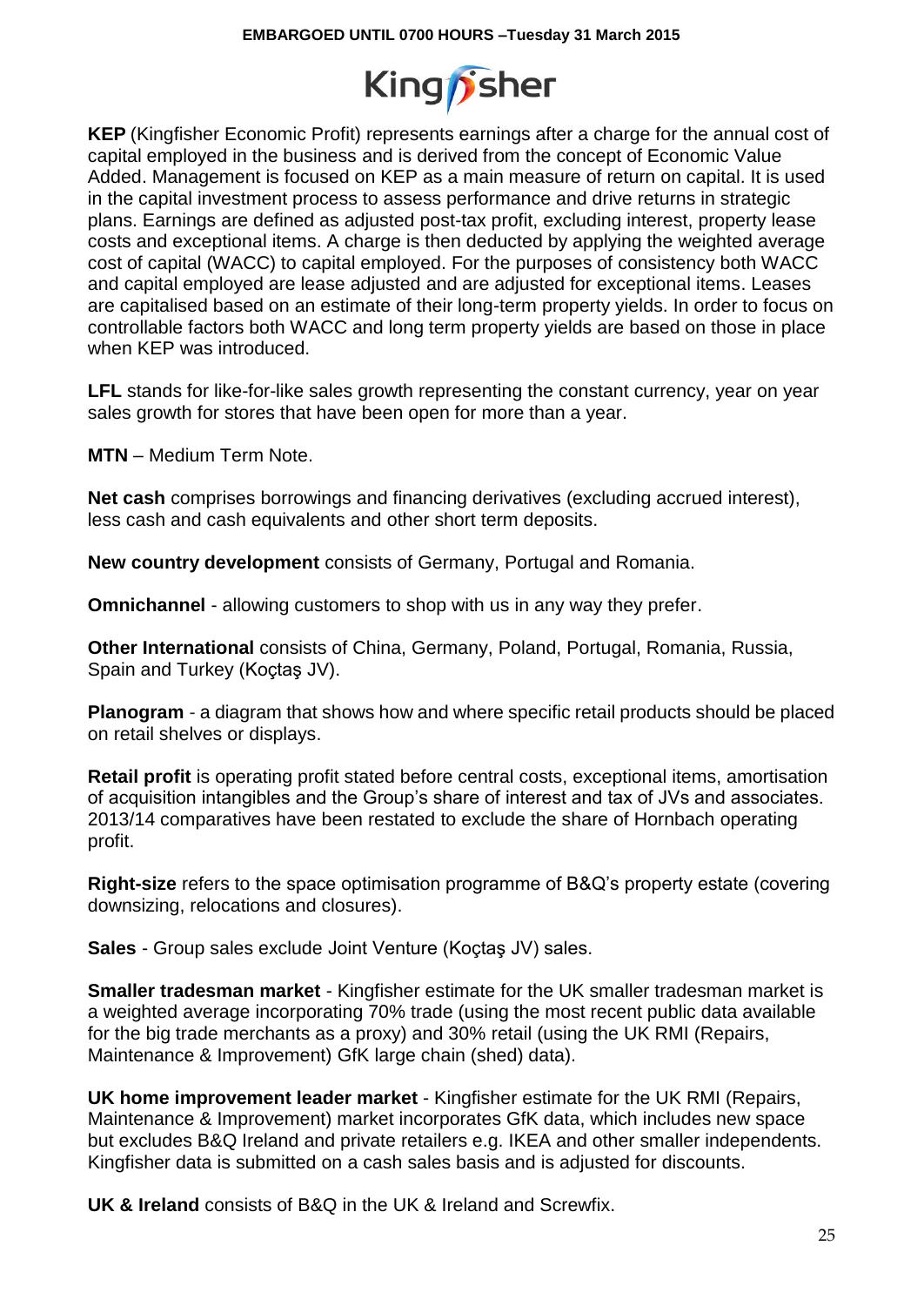**KEP** (Kingfisher Economic Profit) represents earnings after a charge for the annual cost of capital employed in the business and is derived from the concept of Economic Value Added. Management is focused on KEP as a main measure of return on capital. It is used in the capital investment process to assess performance and drive returns in strategic plans. Earnings are defined as adjusted post-tax profit, excluding interest, property lease costs and exceptional items. A charge is then deducted by applying the weighted average cost of capital (WACC) to capital employed. For the purposes of consistency both WACC and capital employed are lease adjusted and are adjusted for exceptional items. Leases are capitalised based on an estimate of their long-term property yields. In order to focus on controllable factors both WACC and long term property yields are based on those in place when KEP was introduced.

**LFL** stands for like-for-like sales growth representing the constant currency, year on year sales growth for stores that have been open for more than a year.

**MTN** – Medium Term Note.

**Net cash** comprises borrowings and financing derivatives (excluding accrued interest), less cash and cash equivalents and other short term deposits.

**New country development** consists of Germany, Portugal and Romania.

**Omnichannel** - allowing customers to shop with us in any way they prefer.

**Other International** consists of China, Germany, Poland, Portugal, Romania, Russia, Spain and Turkey (Koçtaş JV).

**Planogram** - a diagram that shows how and where specific retail products should be placed on retail shelves or displays.

**Retail profit** is operating profit stated before central costs, exceptional items, amortisation of acquisition intangibles and the Group's share of interest and tax of JVs and associates. 2013/14 comparatives have been restated to exclude the share of Hornbach operating profit.

**Right-size** refers to the space optimisation programme of B&Q's property estate (covering downsizing, relocations and closures).

**Sales** - Group sales exclude Joint Venture (Koçtaş JV) sales.

**Smaller tradesman market** - Kingfisher estimate for the UK smaller tradesman market is a weighted average incorporating 70% trade (using the most recent public data available for the big trade merchants as a proxy) and 30% retail (using the UK RMI (Repairs, Maintenance & Improvement) GfK large chain (shed) data).

**UK home improvement leader market** - Kingfisher estimate for the UK RMI (Repairs, Maintenance & Improvement) market incorporates GfK data, which includes new space but excludes B&Q Ireland and private retailers e.g. IKEA and other smaller independents. Kingfisher data is submitted on a cash sales basis and is adjusted for discounts.

**UK & Ireland** consists of B&Q in the UK & Ireland and Screwfix.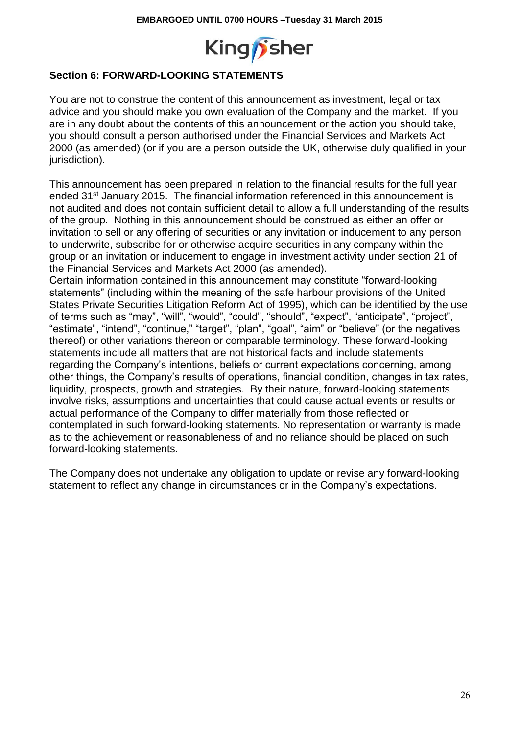## Section 6: FORWARD-LOOKING STATEMENTS

You are not to construe the content of this announcement as investment, legal or tax advice and you should make you own evaluation of the Company and the market. If you are in any doubt about the contents of this announcement or the action you should take, you should consult a person authorised under the Financial Services and Markets Act 2000 (as amended) (or if you are a person outside the UK, otherwise duly qualified in your jurisdiction).

This announcement has been prepared in relation to the financial results for the full year ended 31st January 2015. The financial information referenced in this announcement is not audited and does not contain sufficient detail to allow a full understanding of the results of the group. Nothing in this announcement should be construed as either an offer or invitation to sell or any offering of securities or any invitation or inducement to any person to underwrite, subscribe for or otherwise acquire securities in any company within the group or an invitation or inducement to engage in investment activity under section 21 of the Financial Services and Markets Act 2000 (as amended).
Certain information contained in this announcement may constitute "forward-looking statements" (including within the meaning of the safe harbour provisions of the United States Private Securities Litigation Reform Act of 1995), which can be identified by the use of terms such as "may", "will", "would", "could", "should", "expect", "anticipate", "project", "estimate", "intend", "continue," "target", "plan", "goal", "aim" or "believe" (or the negatives thereof) or other variations thereon or comparable terminology. These forward-looking statements include all matters that are not historical facts and include statements regarding the Company's intentions, beliefs or current expectations concerning, among other things, the Company's results of operations, financial condition, changes in tax rates, liquidity, prospects, growth and strategies. By their nature, forward-looking statements involve risks, assumptions and uncertainties that could cause actual events or results or actual performance of the Company to differ materially from those reflected or contemplated in such forward-looking statements. No representation or warranty is made as to the achievement or reasonableness of and no reliance should be placed on such forward-looking statements.

The Company does not undertake any obligation to update or revise any forward-looking statement to reflect any change in circumstances or in the Company's expectations.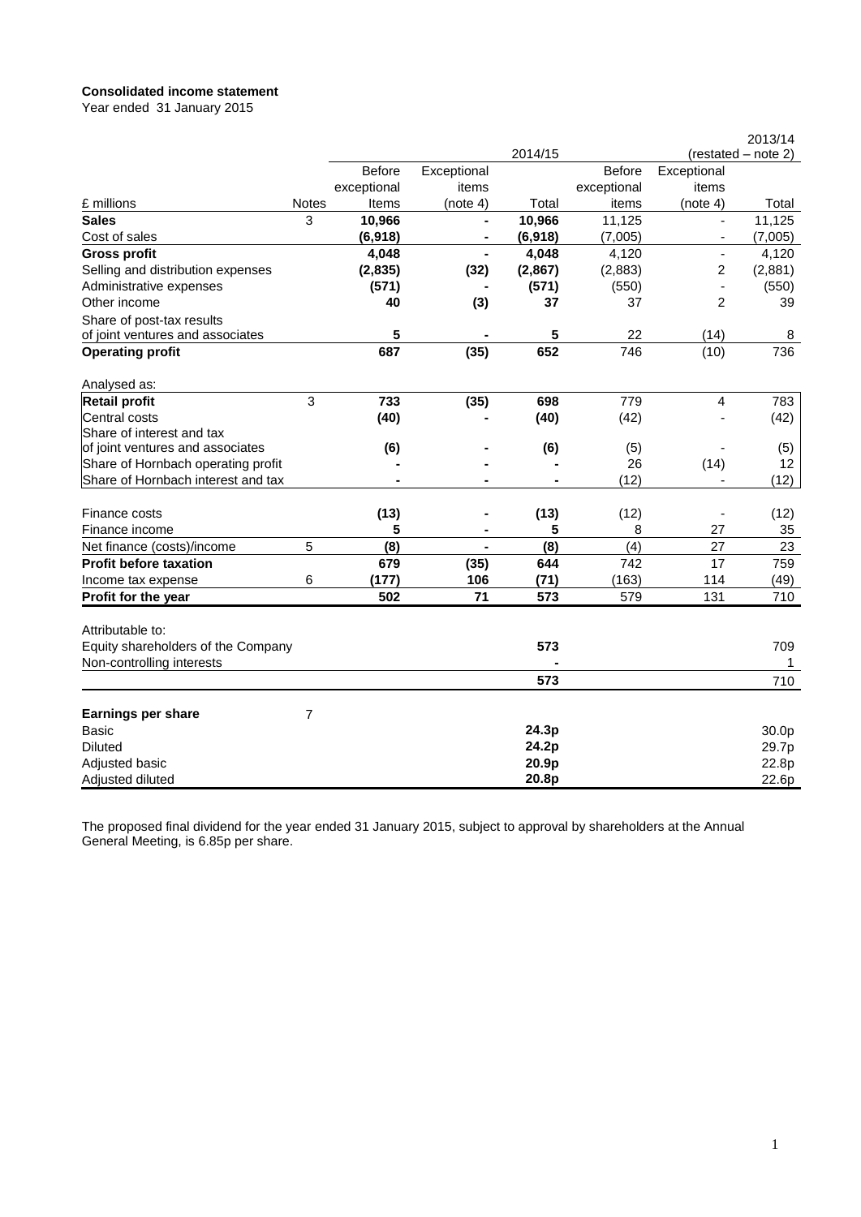**Consolidated income statement**
Year ended 31 January 2015

| £ millions | Notes | 2014/15 Before exceptional Items | Exceptional items (note 4) | Total | 2013/14 (restated – note 2) Before exceptional items | Exceptional items (note 4) | Total |
|---|---|---|---|---|---|---|---|
| **Sales** | 3 | **10,966** | **-** | **10,966** | 11,125 | - | 11,125 |
| Cost of sales | | **(6,918)** | **-** | **(6,918)** | (7,005) | - | (7,005) |
| **Gross profit** | | **4,048** | **-** | **4,048** | 4,120 | - | 4,120 |
| Selling and distribution expenses | | **(2,835)** | **(32)** | **(2,867)** | (2,883) | 2 | (2,881) |
| Administrative expenses | | **(571)** | **-** | **(571)** | (550) | - | (550) |
| Other income | | **40** | **(3)** | **37** | 37 | 2 | 39 |
| Share of post-tax results of joint ventures and associates | | **5** | **-** | **5** | 22 | (14) | 8 |
| **Operating profit** | | **687** | **(35)** | **652** | 746 | (10) | 736 |
| Analysed as: | | | | | | | |
| **Retail profit** | 3 | **733** | **(35)** | **698** | 779 | 4 | 783 |
| Central costs | | **(40)** | **-** | **(40)** | (42) | - | (42) |
| Share of interest and tax of joint ventures and associates | | **(6)** | **-** | **(6)** | (5) | - | (5) |
| Share of Hornbach operating profit | | **-** | **-** | **-** | 26 | (14) | 12 |
| Share of Hornbach interest and tax | | **-** | **-** | **-** | (12) | - | (12) |
| Finance costs | | **(13)** | **-** | **(13)** | (12) | - | (12) |
| Finance income | | **5** | **-** | **5** | 8 | 27 | 35 |
| Net finance (costs)/income | 5 | **(8)** | **-** | **(8)** | (4) | 27 | 23 |
| **Profit before taxation** | | **679** | **(35)** | **644** | 742 | 17 | 759 |
| Income tax expense | 6 | **(177)** | **106** | **(71)** | (163) | 114 | (49) |
| **Profit for the year** | | **502** | **71** | **573** | 579 | 131 | 710 |
| Attributable to: | | | | | | | |
| Equity shareholders of the Company | | | | **573** | | | 709 |
| Non-controlling interests | | | | **-** | | | 1 |
| | | | | **573** | | | 710 |
| **Earnings per share** | 7 | | | | | | |
| Basic | | | | **24.3p** | | | 30.0p |
| Diluted | | | | **24.2p** | | | 29.7p |
| Adjusted basic | | | | **20.9p** | | | 22.8p |
| Adjusted diluted | | | | **20.8p** | | | 22.6p |

The proposed final dividend for the year ended 31 January 2015, subject to approval by shareholders at the Annual General Meeting, is 6.85p per share.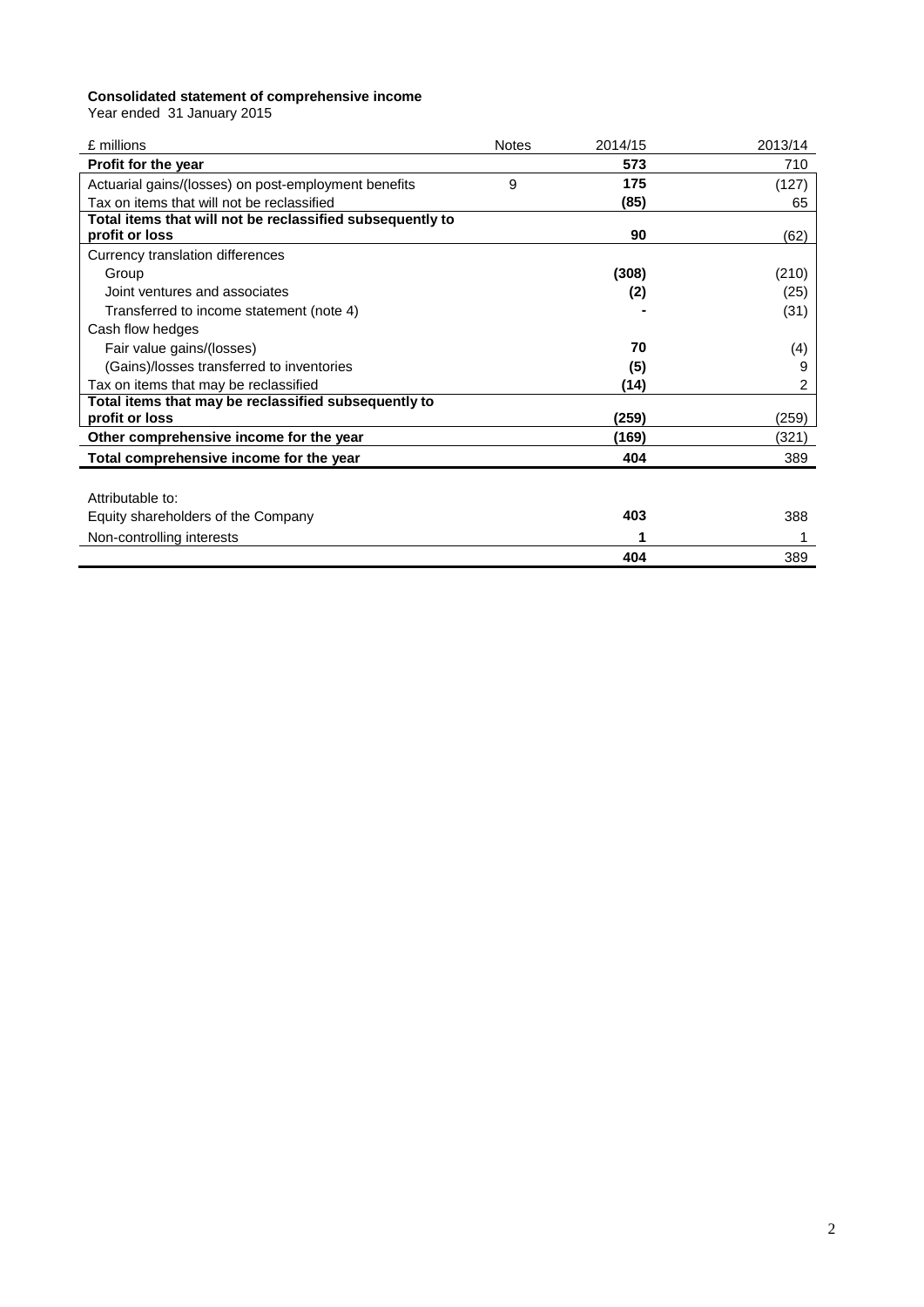**Consolidated statement of comprehensive income**

Year ended 31 January 2015

| £ millions | Notes | 2014/15 | 2013/14 |
|---|---|---|---|
| **Profit for the year** | | **573** | 710 |
| Actuarial gains/(losses) on post-employment benefits | 9 | **175** | (127) |
| Tax on items that will not be reclassified | | **(85)** | 65 |
| **Total items that will not be reclassified subsequently to profit or loss** | | **90** | (62) |
| Currency translation differences | | | |
| Group | | **(308)** | (210) |
| Joint ventures and associates | | **(2)** | (25) |
| Transferred to income statement (note 4) | | **-** | (31) |
| Cash flow hedges | | | |
| Fair value gains/(losses) | | **70** | (4) |
| (Gains)/losses transferred to inventories | | **(5)** | 9 |
| Tax on items that may be reclassified | | **(14)** | 2 |
| **Total items that may be reclassified subsequently to profit or loss** | | **(259)** | (259) |
| **Other comprehensive income for the year** | | **(169)** | (321) |
| **Total comprehensive income for the year** | | **404** | 389 |
| | | | |
| Attributable to: | | | |
| Equity shareholders of the Company | | **403** | 388 |
| Non-controlling interests | | **1** | 1 |
| | | **404** | 389 |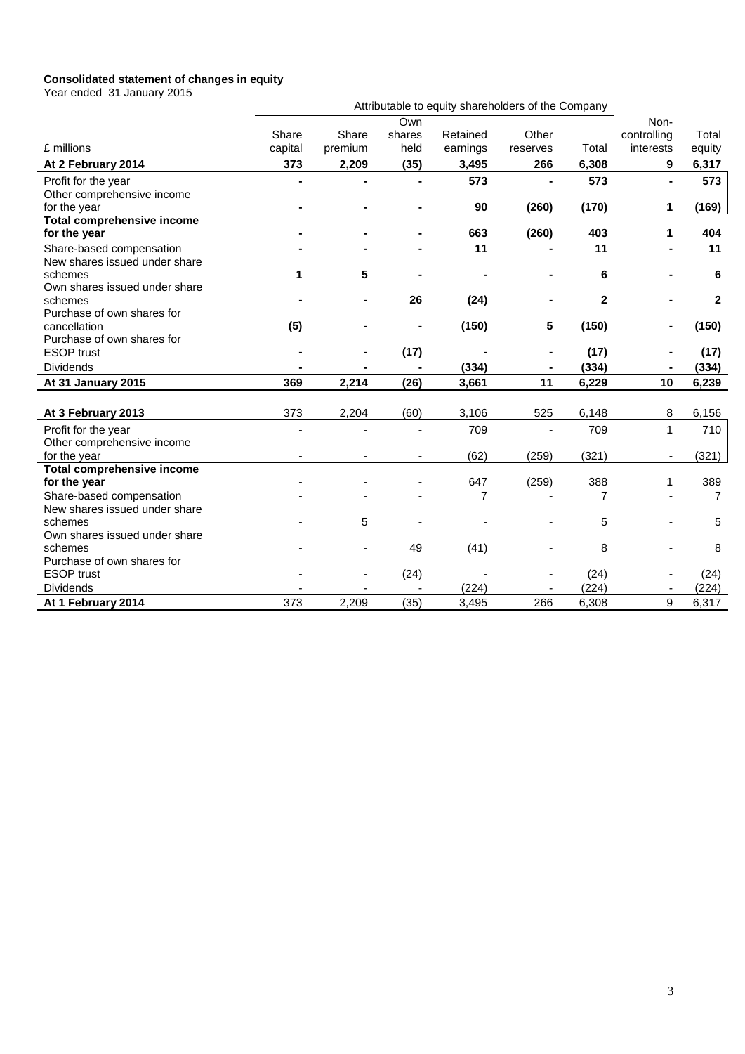**Consolidated statement of changes in equity**

Year ended 31 January 2015

| | Attributable to equity shareholders of the Company | | | | | | | |
|---|---|---|---|---|---|---|---|---|
| £ millions | Share capital | Share premium | Own shares held | Retained earnings | Other reserves | Total | Non-controlling interests | Total equity |
| **At 2 February 2014** | **373** | **2,209** | **(35)** | **3,495** | **266** | **6,308** | **9** | **6,317** |
| Profit for the year | **-** | **-** | **-** | **573** | **-** | **573** | **-** | **573** |
| Other comprehensive income for the year | **-** | **-** | **-** | **90** | **(260)** | **(170)** | **1** | **(169)** |
| **Total comprehensive income for the year** | **-** | **-** | **-** | **663** | **(260)** | **403** | **1** | **404** |
| Share-based compensation | **-** | **-** | **-** | **11** | **-** | **11** | **-** | **11** |
| New shares issued under share schemes | **1** | **5** | **-** | **-** | **-** | **6** | **-** | **6** |
| Own shares issued under share schemes | **-** | **-** | **26** | **(24)** | **-** | **2** | **-** | **2** |
| Purchase of own shares for cancellation | **(5)** | **-** | **-** | **(150)** | **5** | **(150)** | **-** | **(150)** |
| Purchase of own shares for ESOP trust | **-** | **-** | **(17)** | **-** | **-** | **(17)** | **-** | **(17)** |
| Dividends | **-** | **-** | **-** | **(334)** | **-** | **(334)** | **-** | **(334)** |
| **At 31 January 2015** | **369** | **2,214** | **(26)** | **3,661** | **11** | **6,229** | **10** | **6,239** |
| | | | | | | | | |
| **At 3 February 2013** | 373 | 2,204 | (60) | 3,106 | 525 | 6,148 | 8 | 6,156 |
| Profit for the year | - | - | - | 709 | - | 709 | 1 | 710 |
| Other comprehensive income for the year | - | - | - | (62) | (259) | (321) | - | (321) |
| **Total comprehensive income for the year** | - | - | - | 647 | (259) | 388 | 1 | 389 |
| Share-based compensation | - | - | - | 7 | - | 7 | - | 7 |
| New shares issued under share schemes | - | 5 | - | - | - | 5 | - | 5 |
| Own shares issued under share schemes | - | - | 49 | (41) | - | 8 | - | 8 |
| Purchase of own shares for ESOP trust | - | - | (24) | - | - | (24) | - | (24) |
| Dividends | - | - | - | (224) | - | (224) | - | (224) |
| **At 1 February 2014** | 373 | 2,209 | (35) | 3,495 | 266 | 6,308 | 9 | 6,317 |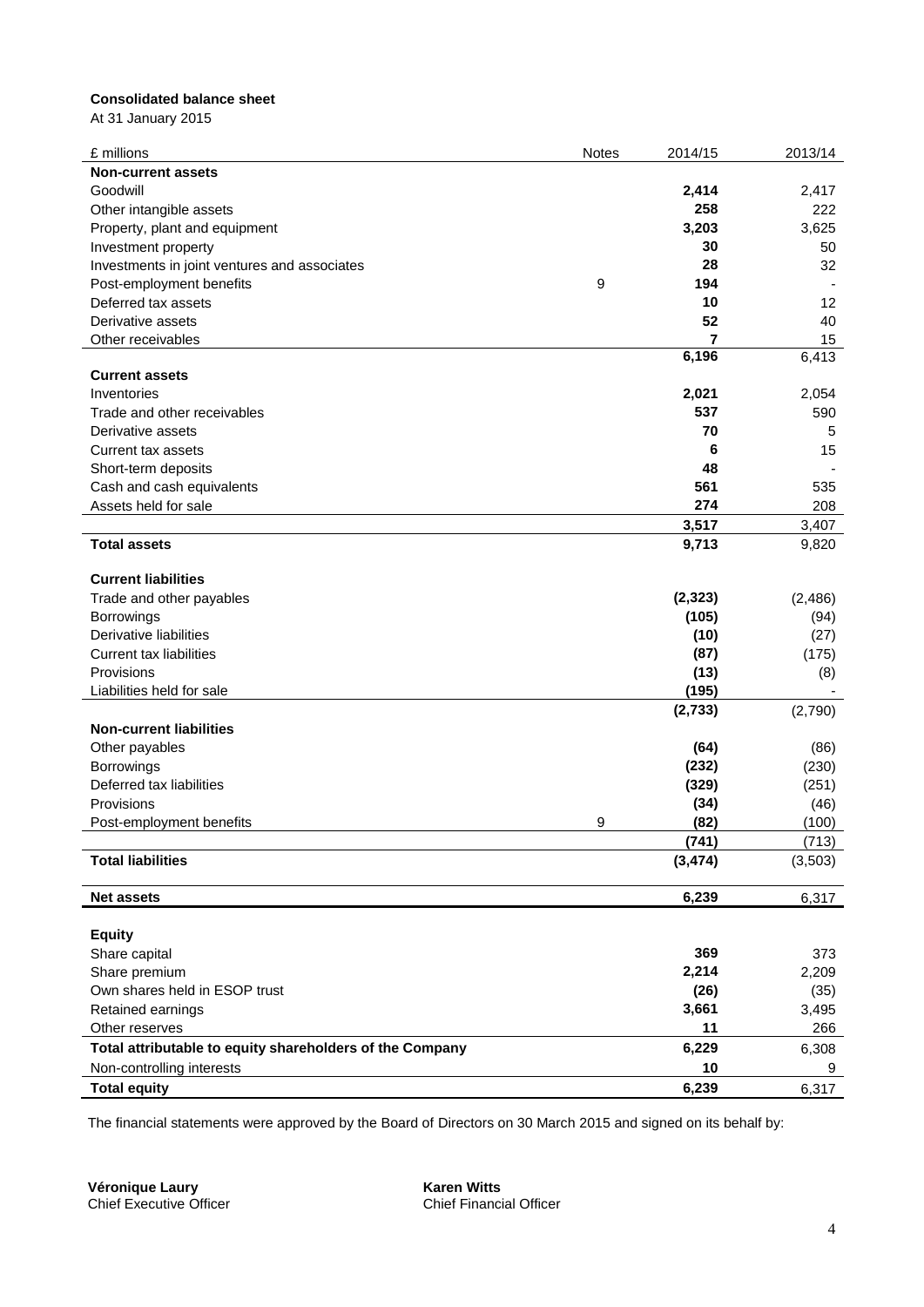**Consolidated balance sheet**

At 31 January 2015

| £ millions | Notes | 2014/15 | 2013/14 |
|---|---|---|---|
| **Non-current assets** | | | |
| Goodwill | | **2,414** | 2,417 |
| Other intangible assets | | **258** | 222 |
| Property, plant and equipment | | **3,203** | 3,625 |
| Investment property | | **30** | 50 |
| Investments in joint ventures and associates | | **28** | 32 |
| Post-employment benefits | 9 | **194** | - |
| Deferred tax assets | | **10** | 12 |
| Derivative assets | | **52** | 40 |
| Other receivables | | **7** | 15 |
| | | **6,196** | 6,413 |
| **Current assets** | | | |
| Inventories | | **2,021** | 2,054 |
| Trade and other receivables | | **537** | 590 |
| Derivative assets | | **70** | 5 |
| Current tax assets | | **6** | 15 |
| Short-term deposits | | **48** | - |
| Cash and cash equivalents | | **561** | 535 |
| Assets held for sale | | **274** | 208 |
| | | **3,517** | 3,407 |
| **Total assets** | | **9,713** | 9,820 |
| | | | |
| **Current liabilities** | | | |
| Trade and other payables | | **(2,323)** | (2,486) |
| Borrowings | | **(105)** | (94) |
| Derivative liabilities | | **(10)** | (27) |
| Current tax liabilities | | **(87)** | (175) |
| Provisions | | **(13)** | (8) |
| Liabilities held for sale | | **(195)** | - |
| | | **(2,733)** | (2,790) |
| **Non-current liabilities** | | | |
| Other payables | | **(64)** | (86) |
| Borrowings | | **(232)** | (230) |
| Deferred tax liabilities | | **(329)** | (251) |
| Provisions | | **(34)** | (46) |
| Post-employment benefits | 9 | **(82)** | (100) |
| | | **(741)** | (713) |
| **Total liabilities** | | **(3,474)** | (3,503) |
| | | | |
| **Net assets** | | **6,239** | 6,317 |
| | | | |
| **Equity** | | | |
| Share capital | | **369** | 373 |
| Share premium | | **2,214** | 2,209 |
| Own shares held in ESOP trust | | **(26)** | (35) |
| Retained earnings | | **3,661** | 3,495 |
| Other reserves | | **11** | 266 |
| **Total attributable to equity shareholders of the Company** | | **6,229** | 6,308 |
| Non-controlling interests | | **10** | 9 |
| **Total equity** | | **6,239** | 6,317 |

The financial statements were approved by the Board of Directors on 30 March 2015 and signed on its behalf by:

**Véronique Laury**
Chief Executive Officer

**Karen Witts**
Chief Financial Officer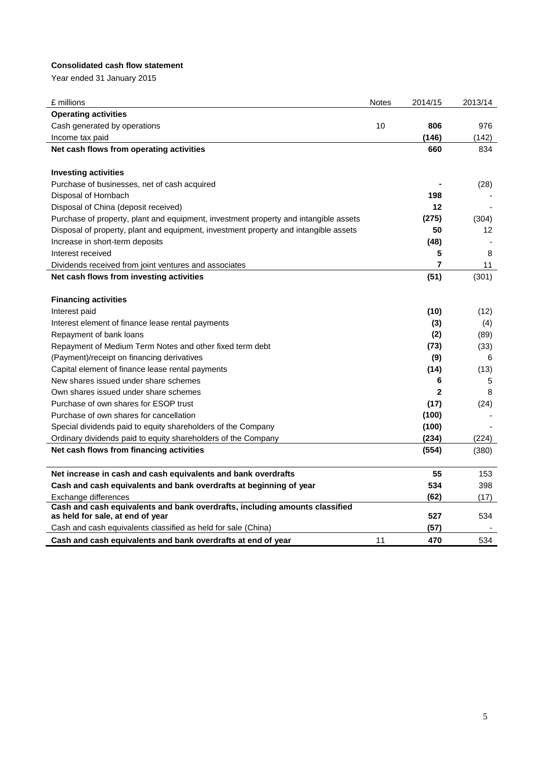**Consolidated cash flow statement**

Year ended 31 January 2015

| £ millions | Notes | 2014/15 | 2013/14 |
|---|---|---|---|
| **Operating activities** | | | |
| Cash generated by operations | 10 | **806** | 976 |
| Income tax paid | | **(146)** | (142) |
| **Net cash flows from operating activities** | | **660** | 834 |
| | | | |
| **Investing activities** | | | |
| Purchase of businesses, net of cash acquired | | **-** | (28) |
| Disposal of Hornbach | | **198** | - |
| Disposal of China (deposit received) | | **12** | - |
| Purchase of property, plant and equipment, investment property and intangible assets | | **(275)** | (304) |
| Disposal of property, plant and equipment, investment property and intangible assets | | **50** | 12 |
| Increase in short-term deposits | | **(48)** | - |
| Interest received | | **5** | 8 |
| Dividends received from joint ventures and associates | | **7** | 11 |
| **Net cash flows from investing activities** | | **(51)** | (301) |
| | | | |
| **Financing activities** | | | |
| Interest paid | | **(10)** | (12) |
| Interest element of finance lease rental payments | | **(3)** | (4) |
| Repayment of bank loans | | **(2)** | (89) |
| Repayment of Medium Term Notes and other fixed term debt | | **(73)** | (33) |
| (Payment)/receipt on financing derivatives | | **(9)** | 6 |
| Capital element of finance lease rental payments | | **(14)** | (13) |
| New shares issued under share schemes | | **6** | 5 |
| Own shares issued under share schemes | | **2** | 8 |
| Purchase of own shares for ESOP trust | | **(17)** | (24) |
| Purchase of own shares for cancellation | | **(100)** | - |
| Special dividends paid to equity shareholders of the Company | | **(100)** | - |
| Ordinary dividends paid to equity shareholders of the Company | | **(234)** | (224) |
| **Net cash flows from financing activities** | | **(554)** | (380) |
| | | | |
| **Net increase in cash and cash equivalents and bank overdrafts** | | **55** | 153 |
| **Cash and cash equivalents and bank overdrafts at beginning of year** | | **534** | 398 |
| Exchange differences | | **(62)** | (17) |
| **Cash and cash equivalents and bank overdrafts, including amounts classified as held for sale, at end of year** | | **527** | 534 |
| Cash and cash equivalents classified as held for sale (China) | | **(57)** | - |
| **Cash and cash equivalents and bank overdrafts at end of year** | 11 | **470** | 534 |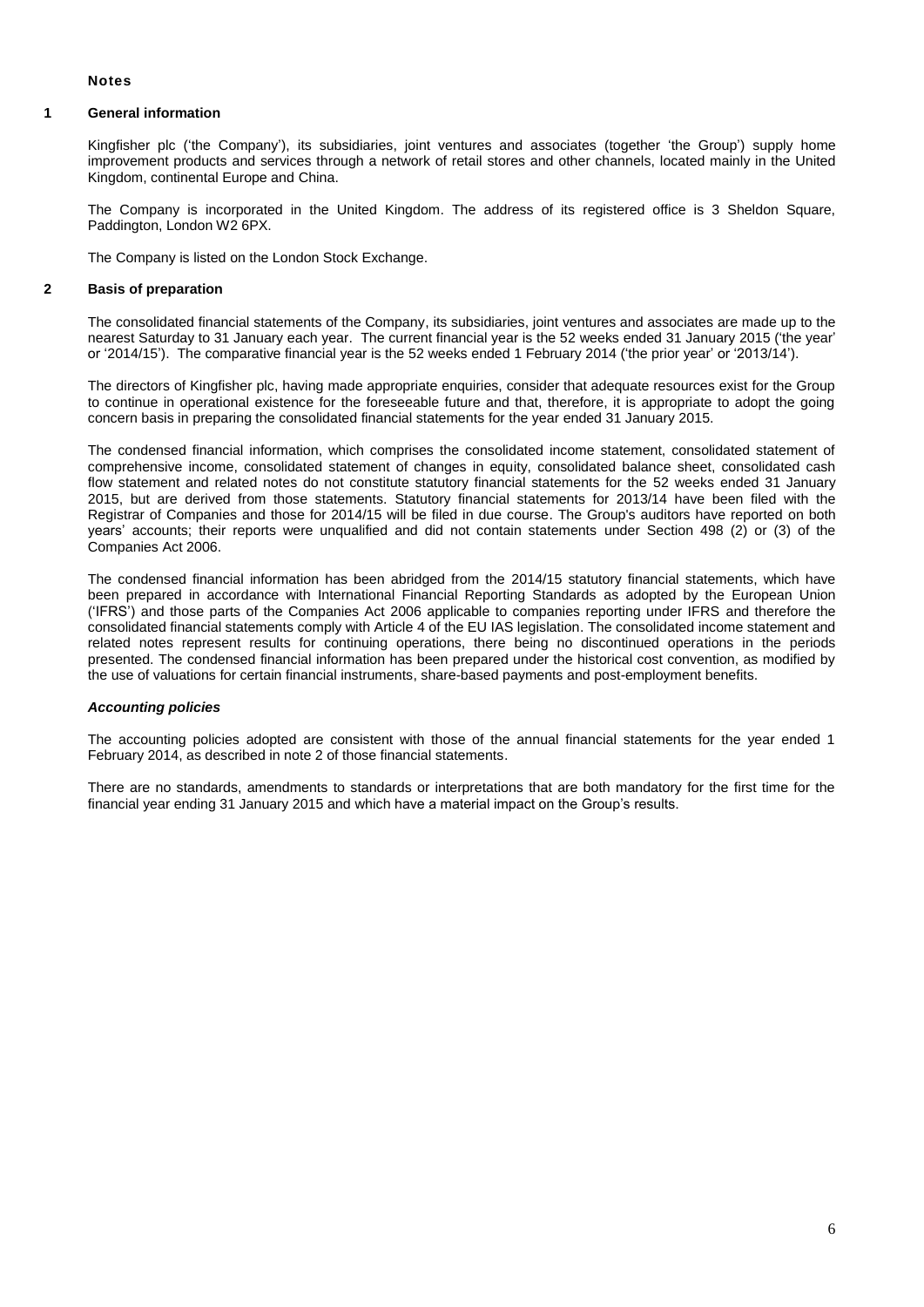## Notes

### 1 General information

Kingfisher plc ('the Company'), its subsidiaries, joint ventures and associates (together 'the Group') supply home improvement products and services through a network of retail stores and other channels, located mainly in the United Kingdom, continental Europe and China.

The Company is incorporated in the United Kingdom. The address of its registered office is 3 Sheldon Square, Paddington, London W2 6PX.

The Company is listed on the London Stock Exchange.

### 2 Basis of preparation

The consolidated financial statements of the Company, its subsidiaries, joint ventures and associates are made up to the nearest Saturday to 31 January each year. The current financial year is the 52 weeks ended 31 January 2015 ('the year' or '2014/15'). The comparative financial year is the 52 weeks ended 1 February 2014 ('the prior year' or '2013/14').

The directors of Kingfisher plc, having made appropriate enquiries, consider that adequate resources exist for the Group to continue in operational existence for the foreseeable future and that, therefore, it is appropriate to adopt the going concern basis in preparing the consolidated financial statements for the year ended 31 January 2015.

The condensed financial information, which comprises the consolidated income statement, consolidated statement of comprehensive income, consolidated statement of changes in equity, consolidated balance sheet, consolidated cash flow statement and related notes do not constitute statutory financial statements for the 52 weeks ended 31 January 2015, but are derived from those statements. Statutory financial statements for 2013/14 have been filed with the Registrar of Companies and those for 2014/15 will be filed in due course. The Group's auditors have reported on both years' accounts; their reports were unqualified and did not contain statements under Section 498 (2) or (3) of the Companies Act 2006.

The condensed financial information has been abridged from the 2014/15 statutory financial statements, which have been prepared in accordance with International Financial Reporting Standards as adopted by the European Union ('IFRS') and those parts of the Companies Act 2006 applicable to companies reporting under IFRS and therefore the consolidated financial statements comply with Article 4 of the EU IAS legislation. The consolidated income statement and related notes represent results for continuing operations, there being no discontinued operations in the periods presented. The condensed financial information has been prepared under the historical cost convention, as modified by the use of valuations for certain financial instruments, share-based payments and post-employment benefits.

#### *Accounting policies*

The accounting policies adopted are consistent with those of the annual financial statements for the year ended 1 February 2014, as described in note 2 of those financial statements.

There are no standards, amendments to standards or interpretations that are both mandatory for the first time for the financial year ending 31 January 2015 and which have a material impact on the Group's results.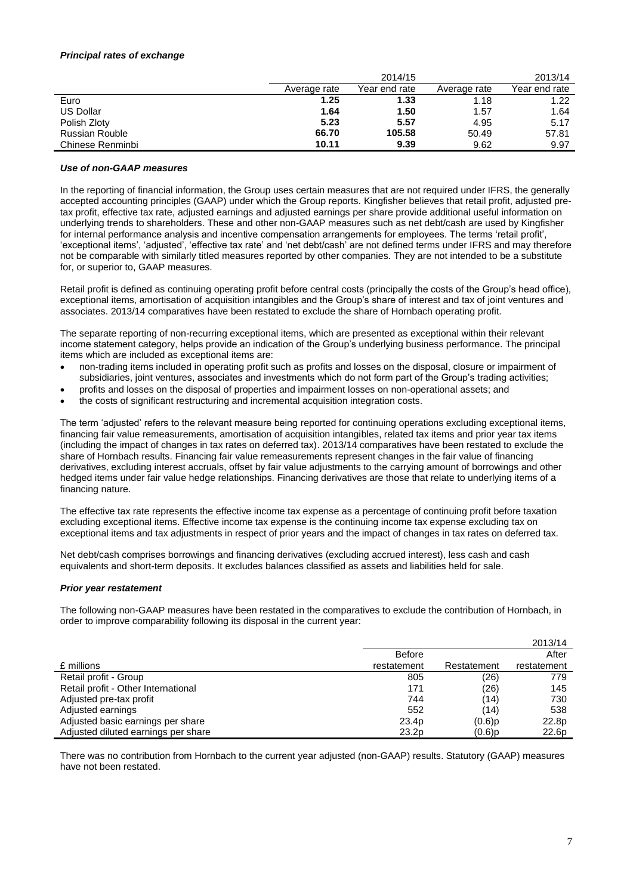### *Principal rates of exchange*

| | 2014/15 | | 2013/14 | |
|---|---|---|---|---|
| | Average rate | Year end rate | Average rate | Year end rate |
| Euro | **1.25** | **1.33** | 1.18 | 1.22 |
| US Dollar | **1.64** | **1.50** | 1.57 | 1.64 |
| Polish Zloty | **5.23** | **5.57** | 4.95 | 5.17 |
| Russian Rouble | **66.70** | **105.58** | 50.49 | 57.81 |
| Chinese Renminbi | **10.11** | **9.39** | 9.62 | 9.97 |

### *Use of non-GAAP measures*

In the reporting of financial information, the Group uses certain measures that are not required under IFRS, the generally accepted accounting principles (GAAP) under which the Group reports. Kingfisher believes that retail profit, adjusted pre-tax profit, effective tax rate, adjusted earnings and adjusted earnings per share provide additional useful information on underlying trends to shareholders. These and other non-GAAP measures such as net debt/cash are used by Kingfisher for internal performance analysis and incentive compensation arrangements for employees. The terms 'retail profit', 'exceptional items', 'adjusted', 'effective tax rate' and 'net debt/cash' are not defined terms under IFRS and may therefore not be comparable with similarly titled measures reported by other companies. They are not intended to be a substitute for, or superior to, GAAP measures.

Retail profit is defined as continuing operating profit before central costs (principally the costs of the Group's head office), exceptional items, amortisation of acquisition intangibles and the Group's share of interest and tax of joint ventures and associates. 2013/14 comparatives have been restated to exclude the share of Hornbach operating profit.

The separate reporting of non-recurring exceptional items, which are presented as exceptional within their relevant income statement category, helps provide an indication of the Group's underlying business performance. The principal items which are included as exceptional items are:

- non-trading items included in operating profit such as profits and losses on the disposal, closure or impairment of subsidiaries, joint ventures, associates and investments which do not form part of the Group's trading activities;
- profits and losses on the disposal of properties and impairment losses on non-operational assets; and
- the costs of significant restructuring and incremental acquisition integration costs.

The term 'adjusted' refers to the relevant measure being reported for continuing operations excluding exceptional items, financing fair value remeasurements, amortisation of acquisition intangibles, related tax items and prior year tax items (including the impact of changes in tax rates on deferred tax). 2013/14 comparatives have been restated to exclude the share of Hornbach results. Financing fair value remeasurements represent changes in the fair value of financing derivatives, excluding interest accruals, offset by fair value adjustments to the carrying amount of borrowings and other hedged items under fair value hedge relationships. Financing derivatives are those that relate to underlying items of a financing nature.

The effective tax rate represents the effective income tax expense as a percentage of continuing profit before taxation excluding exceptional items. Effective income tax expense is the continuing income tax expense excluding tax on exceptional items and tax adjustments in respect of prior years and the impact of changes in tax rates on deferred tax.

Net debt/cash comprises borrowings and financing derivatives (excluding accrued interest), less cash and cash equivalents and short-term deposits. It excludes balances classified as assets and liabilities held for sale.

### *Prior year restatement*

The following non-GAAP measures have been restated in the comparatives to exclude the contribution of Hornbach, in order to improve comparability following its disposal in the current year:

| | | | 2013/14 |
|---|---|---|---|
| £ millions | Before restatement | Restatement | After restatement |
| Retail profit - Group | 805 | (26) | 779 |
| Retail profit - Other International | 171 | (26) | 145 |
| Adjusted pre-tax profit | 744 | (14) | 730 |
| Adjusted earnings | 552 | (14) | 538 |
| Adjusted basic earnings per share | 23.4p | (0.6)p | 22.8p |
| Adjusted diluted earnings per share | 23.2p | (0.6)p | 22.6p |

There was no contribution from Hornbach to the current year adjusted (non-GAAP) results. Statutory (GAAP) measures have not been restated.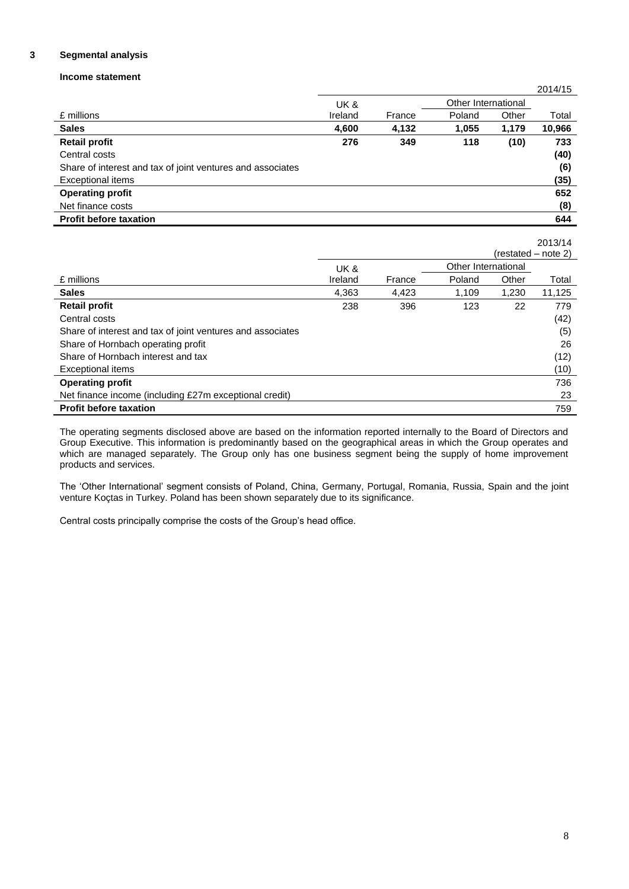## 3 Segmental analysis

### Income statement

| £ millions | UK & Ireland | France | Other International | | 2014/15 |
|---|---|---|---|---|---|
| | | | Poland | Other | Total |
| **Sales** | **4,600** | **4,132** | **1,055** | **1,179** | **10,966** |
| **Retail profit** | **276** | **349** | **118** | **(10)** | **733** |
| Central costs | | | | | **(40)** |
| Share of interest and tax of joint ventures and associates | | | | | **(6)** |
| Exceptional items | | | | | **(35)** |
| **Operating profit** | | | | | **652** |
| Net finance costs | | | | | **(8)** |
| **Profit before taxation** | | | | | **644** |

| £ millions | UK & Ireland | France | Other International | | 2013/14 (restated – note 2) |
|---|---|---|---|---|---|
| | | | Poland | Other | Total |
| **Sales** | 4,363 | 4,423 | 1,109 | 1,230 | 11,125 |
| **Retail profit** | 238 | 396 | 123 | 22 | 779 |
| Central costs | | | | | (42) |
| Share of interest and tax of joint ventures and associates | | | | | (5) |
| Share of Hornbach operating profit | | | | | 26 |
| Share of Hornbach interest and tax | | | | | (12) |
| Exceptional items | | | | | (10) |
| **Operating profit** | | | | | 736 |
| Net finance income (including £27m exceptional credit) | | | | | 23 |
| **Profit before taxation** | | | | | 759 |

The operating segments disclosed above are based on the information reported internally to the Board of Directors and Group Executive. This information is predominantly based on the geographical areas in which the Group operates and which are managed separately. The Group only has one business segment being the supply of home improvement products and services.

The 'Other International' segment consists of Poland, China, Germany, Portugal, Romania, Russia, Spain and the joint venture Koçtas in Turkey. Poland has been shown separately due to its significance.

Central costs principally comprise the costs of the Group's head office.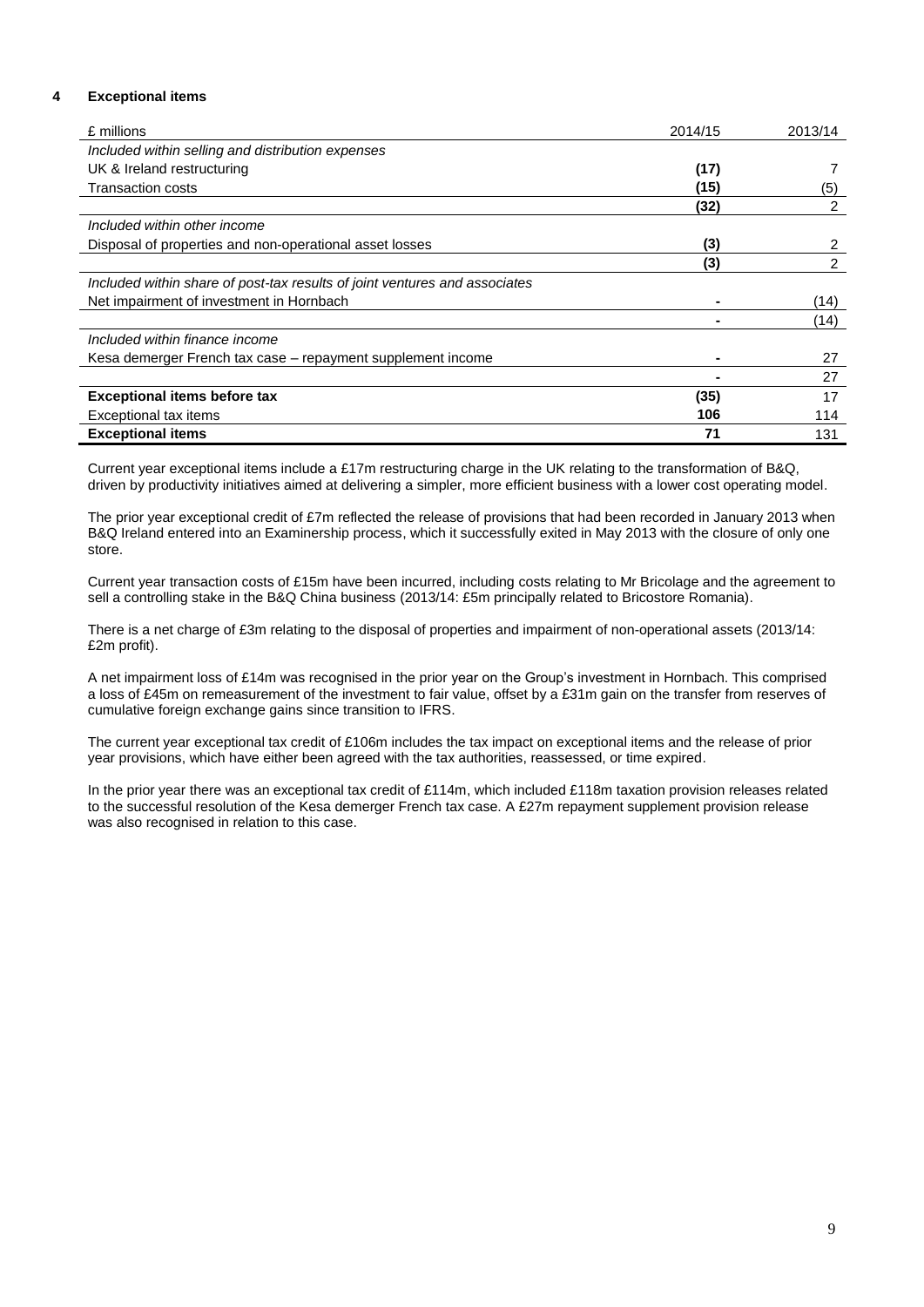## 4 Exceptional items

| £ millions | 2014/15 | 2013/14 |
|---|---|---|
| *Included within selling and distribution expenses* | | |
| UK & Ireland restructuring | **(17)** | 7 |
| Transaction costs | **(15)** | (5) |
| | **(32)** | 2 |
| *Included within other income* | | |
| Disposal of properties and non-operational asset losses | **(3)** | 2 |
| | **(3)** | 2 |
| *Included within share of post-tax results of joint ventures and associates* | | |
| Net impairment of investment in Hornbach | **-** | (14) |
| | **-** | (14) |
| *Included within finance income* | | |
| Kesa demerger French tax case – repayment supplement income | **-** | 27 |
| | **-** | 27 |
| **Exceptional items before tax** | **(35)** | 17 |
| Exceptional tax items | **106** | 114 |
| **Exceptional items** | **71** | 131 |

Current year exceptional items include a £17m restructuring charge in the UK relating to the transformation of B&Q, driven by productivity initiatives aimed at delivering a simpler, more efficient business with a lower cost operating model.

The prior year exceptional credit of £7m reflected the release of provisions that had been recorded in January 2013 when B&Q Ireland entered into an Examinership process, which it successfully exited in May 2013 with the closure of only one store.

Current year transaction costs of £15m have been incurred, including costs relating to Mr Bricolage and the agreement to sell a controlling stake in the B&Q China business (2013/14: £5m principally related to Bricostore Romania).

There is a net charge of £3m relating to the disposal of properties and impairment of non-operational assets (2013/14: £2m profit).

A net impairment loss of £14m was recognised in the prior year on the Group's investment in Hornbach. This comprised a loss of £45m on remeasurement of the investment to fair value, offset by a £31m gain on the transfer from reserves of cumulative foreign exchange gains since transition to IFRS.

The current year exceptional tax credit of £106m includes the tax impact on exceptional items and the release of prior year provisions, which have either been agreed with the tax authorities, reassessed, or time expired.

In the prior year there was an exceptional tax credit of £114m, which included £118m taxation provision releases related to the successful resolution of the Kesa demerger French tax case. A £27m repayment supplement provision release was also recognised in relation to this case.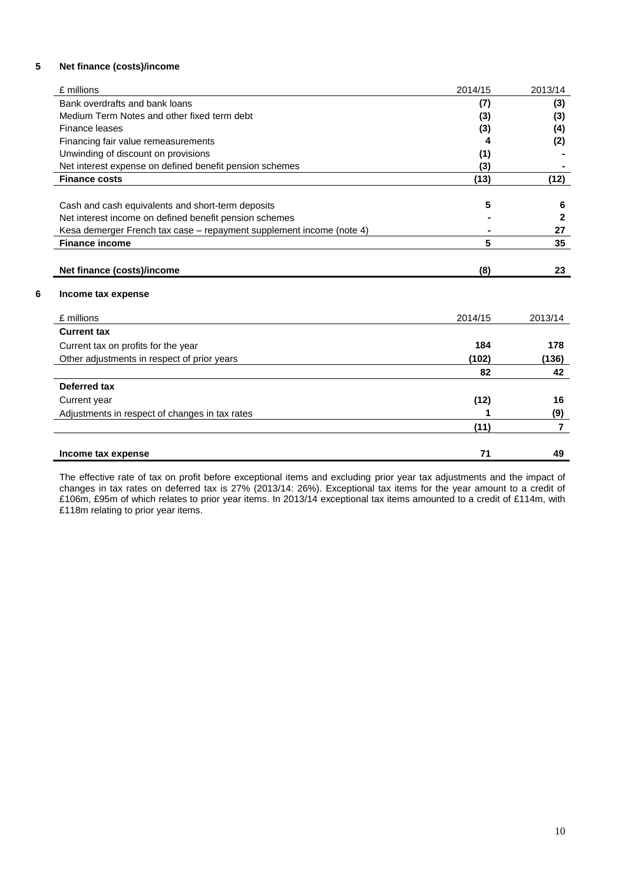## 5 Net finance (costs)/income

| £ millions | 2014/15 | 2013/14 |
|---|---|---|
| Bank overdrafts and bank loans | **(7)** | **(3)** |
| Medium Term Notes and other fixed term debt | **(3)** | **(3)** |
| Finance leases | **(3)** | **(4)** |
| Financing fair value remeasurements | **4** | **(2)** |
| Unwinding of discount on provisions | **(1)** | **-** |
| Net interest expense on defined benefit pension schemes | **(3)** | **-** |
| **Finance costs** | **(13)** | **(12)** |
| | | |
| Cash and cash equivalents and short-term deposits | **5** | **6** |
| Net interest income on defined benefit pension schemes | **-** | **2** |
| Kesa demerger French tax case – repayment supplement income (note 4) | **-** | **27** |
| **Finance income** | **5** | **35** |
| | | |
| **Net finance (costs)/income** | **(8)** | **23** |

## 6 Income tax expense

| £ millions | 2014/15 | 2013/14 |
|---|---|---|
| **Current tax** | | |
| Current tax on profits for the year | **184** | **178** |
| Other adjustments in respect of prior years | **(102)** | **(136)** |
| | **82** | **42** |
| **Deferred tax** | | |
| Current year | **(12)** | **16** |
| Adjustments in respect of changes in tax rates | **1** | **(9)** |
| | **(11)** | **7** |
| | | |
| **Income tax expense** | **71** | **49** |

The effective rate of tax on profit before exceptional items and excluding prior year tax adjustments and the impact of changes in tax rates on deferred tax is 27% (2013/14: 26%). Exceptional tax items for the year amount to a credit of £106m, £95m of which relates to prior year items. In 2013/14 exceptional tax items amounted to a credit of £114m, with £118m relating to prior year items.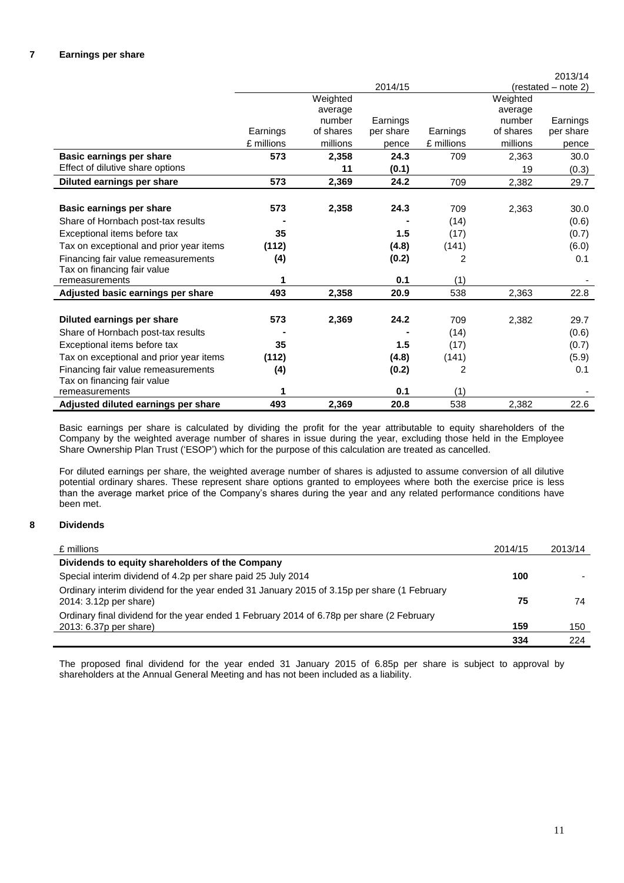## 7 Earnings per share

| | 2014/15 | | | 2013/14 (restated – note 2) | | |
|---|---|---|---|---|---|---|
| | Earnings £ millions | Weighted average number of shares millions | Earnings per share pence | Earnings £ millions | Weighted average number of shares millions | Earnings per share pence |
| **Basic earnings per share** | **573** | **2,358** | **24.3** | 709 | 2,363 | 30.0 |
| Effect of dilutive share options | | **11** | **(0.1)** | | 19 | (0.3) |
| **Diluted earnings per share** | **573** | **2,369** | **24.2** | 709 | 2,382 | 29.7 |
| | | | | | | |
| **Basic earnings per share** | **573** | **2,358** | **24.3** | 709 | 2,363 | 30.0 |
| Share of Hornbach post-tax results | **-** | | **-** | (14) | | (0.6) |
| Exceptional items before tax | **35** | | **1.5** | (17) | | (0.7) |
| Tax on exceptional and prior year items | **(112)** | | **(4.8)** | (141) | | (6.0) |
| Financing fair value remeasurements | **(4)** | | **(0.2)** | 2 | | 0.1 |
| Tax on financing fair value remeasurements | **1** | | **0.1** | (1) | | - |
| **Adjusted basic earnings per share** | **493** | **2,358** | **20.9** | 538 | 2,363 | 22.8 |
| | | | | | | |
| **Diluted earnings per share** | **573** | **2,369** | **24.2** | 709 | 2,382 | 29.7 |
| Share of Hornbach post-tax results | **-** | | **-** | (14) | | (0.6) |
| Exceptional items before tax | **35** | | **1.5** | (17) | | (0.7) |
| Tax on exceptional and prior year items | **(112)** | | **(4.8)** | (141) | | (5.9) |
| Financing fair value remeasurements | **(4)** | | **(0.2)** | 2 | | 0.1 |
| Tax on financing fair value remeasurements | **1** | | **0.1** | (1) | | - |
| **Adjusted diluted earnings per share** | **493** | **2,369** | **20.8** | 538 | 2,382 | 22.6 |

Basic earnings per share is calculated by dividing the profit for the year attributable to equity shareholders of the Company by the weighted average number of shares in issue during the year, excluding those held in the Employee Share Ownership Plan Trust ('ESOP') which for the purpose of this calculation are treated as cancelled.

For diluted earnings per share, the weighted average number of shares is adjusted to assume conversion of all dilutive potential ordinary shares. These represent share options granted to employees where both the exercise price is less than the average market price of the Company's shares during the year and any related performance conditions have been met.

## 8 Dividends

| £ millions | 2014/15 | 2013/14 |
|---|---|---|
| **Dividends to equity shareholders of the Company** | | |
| Special interim dividend of 4.2p per share paid 25 July 2014 | **100** | - |
| Ordinary interim dividend for the year ended 31 January 2015 of 3.15p per share (1 February 2014: 3.12p per share) | **75** | 74 |
| Ordinary final dividend for the year ended 1 February 2014 of 6.78p per share (2 February 2013: 6.37p per share) | **159** | 150 |
| | **334** | 224 |

The proposed final dividend for the year ended 31 January 2015 of 6.85p per share is subject to approval by shareholders at the Annual General Meeting and has not been included as a liability.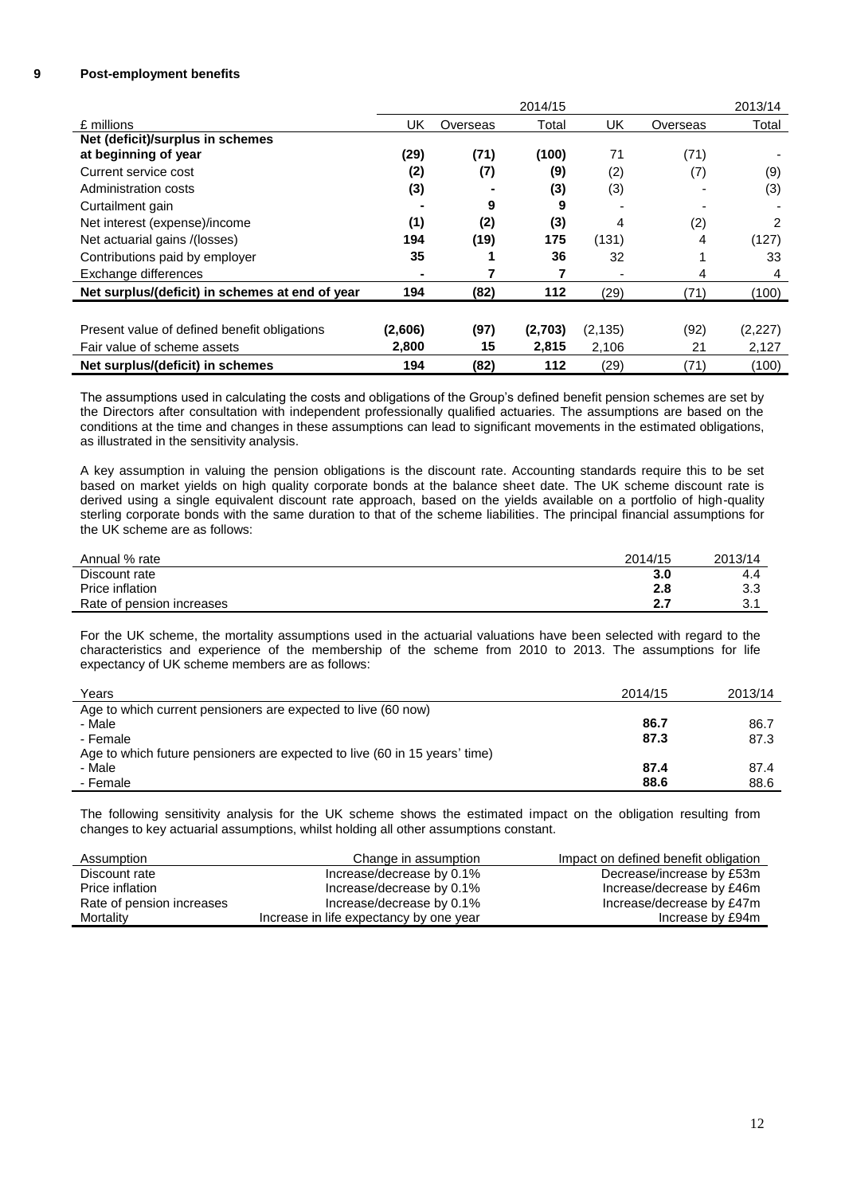## 9 Post-employment benefits

| £ millions | 2014/15 | | | 2013/14 | | |
|---|---|---|---|---|---|---|
| | UK | Overseas | Total | UK | Overseas | Total |
| **Net (deficit)/surplus in schemes at beginning of year** | **(29)** | **(71)** | **(100)** | 71 | (71) | - |
| Current service cost | **(2)** | **(7)** | **(9)** | (2) | (7) | (9) |
| Administration costs | **(3)** | **-** | **(3)** | (3) | - | (3) |
| Curtailment gain | **-** | **9** | **9** | - | - | - |
| Net interest (expense)/income | **(1)** | **(2)** | **(3)** | 4 | (2) | 2 |
| Net actuarial gains /(losses) | **194** | **(19)** | **175** | (131) | 4 | (127) |
| Contributions paid by employer | **35** | **1** | **36** | 32 | 1 | 33 |
| Exchange differences | **-** | **7** | **7** | - | 4 | 4 |
| **Net surplus/(deficit) in schemes at end of year** | **194** | **(82)** | **112** | (29) | (71) | (100) |
| | | | | | | |
| Present value of defined benefit obligations | **(2,606)** | **(97)** | **(2,703)** | (2,135) | (92) | (2,227) |
| Fair value of scheme assets | **2,800** | **15** | **2,815** | 2,106 | 21 | 2,127 |
| **Net surplus/(deficit) in schemes** | **194** | **(82)** | **112** | (29) | (71) | (100) |

The assumptions used in calculating the costs and obligations of the Group's defined benefit pension schemes are set by the Directors after consultation with independent professionally qualified actuaries. The assumptions are based on the conditions at the time and changes in these assumptions can lead to significant movements in the estimated obligations, as illustrated in the sensitivity analysis.

A key assumption in valuing the pension obligations is the discount rate. Accounting standards require this to be set based on market yields on high quality corporate bonds at the balance sheet date. The UK scheme discount rate is derived using a single equivalent discount rate approach, based on the yields available on a portfolio of high-quality sterling corporate bonds with the same duration to that of the scheme liabilities. The principal financial assumptions for the UK scheme are as follows:

| Annual % rate | 2014/15 | 2013/14 |
|---|---|---|
| Discount rate | **3.0** | 4.4 |
| Price inflation | **2.8** | 3.3 |
| Rate of pension increases | **2.7** | 3.1 |

For the UK scheme, the mortality assumptions used in the actuarial valuations have been selected with regard to the characteristics and experience of the membership of the scheme from 2010 to 2013. The assumptions for life expectancy of UK scheme members are as follows:

| Years | 2014/15 | 2013/14 |
|---|---|---|
| Age to which current pensioners are expected to live (60 now) | | |
| - Male | **86.7** | 86.7 |
| - Female | **87.3** | 87.3 |
| Age to which future pensioners are expected to live (60 in 15 years' time) | | |
| - Male | **87.4** | 87.4 |
| - Female | **88.6** | 88.6 |

The following sensitivity analysis for the UK scheme shows the estimated impact on the obligation resulting from changes to key actuarial assumptions, whilst holding all other assumptions constant.

| Assumption | Change in assumption | Impact on defined benefit obligation |
|---|---|---|
| Discount rate | Increase/decrease by 0.1% | Decrease/increase by £53m |
| Price inflation | Increase/decrease by 0.1% | Increase/decrease by £46m |
| Rate of pension increases | Increase/decrease by 0.1% | Increase/decrease by £47m |
| Mortality | Increase in life expectancy by one year | Increase by £94m |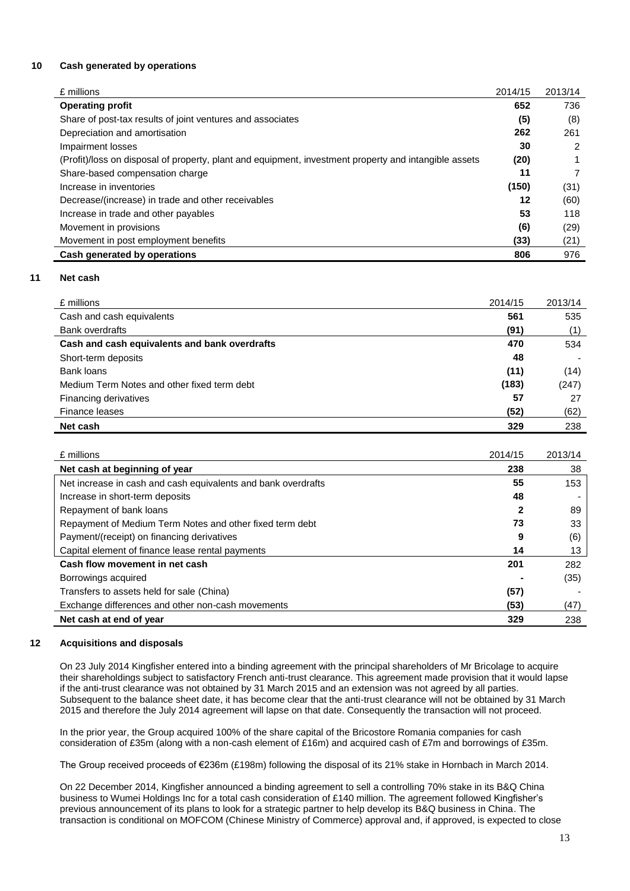## 10 Cash generated by operations

| £ millions | 2014/15 | 2013/14 |
|---|---|---|
| **Operating profit** | **652** | 736 |
| Share of post-tax results of joint ventures and associates | **(5)** | (8) |
| Depreciation and amortisation | **262** | 261 |
| Impairment losses | **30** | 2 |
| (Profit)/loss on disposal of property, plant and equipment, investment property and intangible assets | **(20)** | 1 |
| Share-based compensation charge | **11** | 7 |
| Increase in inventories | **(150)** | (31) |
| Decrease/(increase) in trade and other receivables | **12** | (60) |
| Increase in trade and other payables | **53** | 118 |
| Movement in provisions | **(6)** | (29) |
| Movement in post employment benefits | **(33)** | (21) |
| **Cash generated by operations** | **806** | 976 |

## 11 Net cash

| £ millions | 2014/15 | 2013/14 |
|---|---|---|
| Cash and cash equivalents | **561** | 535 |
| Bank overdrafts | **(91)** | (1) |
| **Cash and cash equivalents and bank overdrafts** | **470** | 534 |
| Short-term deposits | **48** | - |
| Bank loans | **(11)** | (14) |
| Medium Term Notes and other fixed term debt | **(183)** | (247) |
| Financing derivatives | **57** | 27 |
| Finance leases | **(52)** | (62) |
| **Net cash** | **329** | 238 |

| £ millions | 2014/15 | 2013/14 |
|---|---|---|
| **Net cash at beginning of year** | **238** | 38 |
| Net increase in cash and cash equivalents and bank overdrafts | **55** | 153 |
| Increase in short-term deposits | **48** | - |
| Repayment of bank loans | **2** | 89 |
| Repayment of Medium Term Notes and other fixed term debt | **73** | 33 |
| Payment/(receipt) on financing derivatives | **9** | (6) |
| Capital element of finance lease rental payments | **14** | 13 |
| **Cash flow movement in net cash** | **201** | 282 |
| Borrowings acquired | **-** | (35) |
| Transfers to assets held for sale (China) | **(57)** | - |
| Exchange differences and other non-cash movements | **(53)** | (47) |
| **Net cash at end of year** | **329** | 238 |

## 12 Acquisitions and disposals

On 23 July 2014 Kingfisher entered into a binding agreement with the principal shareholders of Mr Bricolage to acquire their shareholdings subject to satisfactory French anti-trust clearance. This agreement made provision that it would lapse if the anti-trust clearance was not obtained by 31 March 2015 and an extension was not agreed by all parties. Subsequent to the balance sheet date, it has become clear that the anti-trust clearance will not be obtained by 31 March 2015 and therefore the July 2014 agreement will lapse on that date. Consequently the transaction will not proceed.

In the prior year, the Group acquired 100% of the share capital of the Bricostore Romania companies for cash consideration of £35m (along with a non-cash element of £16m) and acquired cash of £7m and borrowings of £35m.

The Group received proceeds of €236m (£198m) following the disposal of its 21% stake in Hornbach in March 2014.

On 22 December 2014, Kingfisher announced a binding agreement to sell a controlling 70% stake in its B&Q China business to Wumei Holdings Inc for a total cash consideration of £140 million. The agreement followed Kingfisher's previous announcement of its plans to look for a strategic partner to help develop its B&Q business in China. The transaction is conditional on MOFCOM (Chinese Ministry of Commerce) approval and, if approved, is expected to close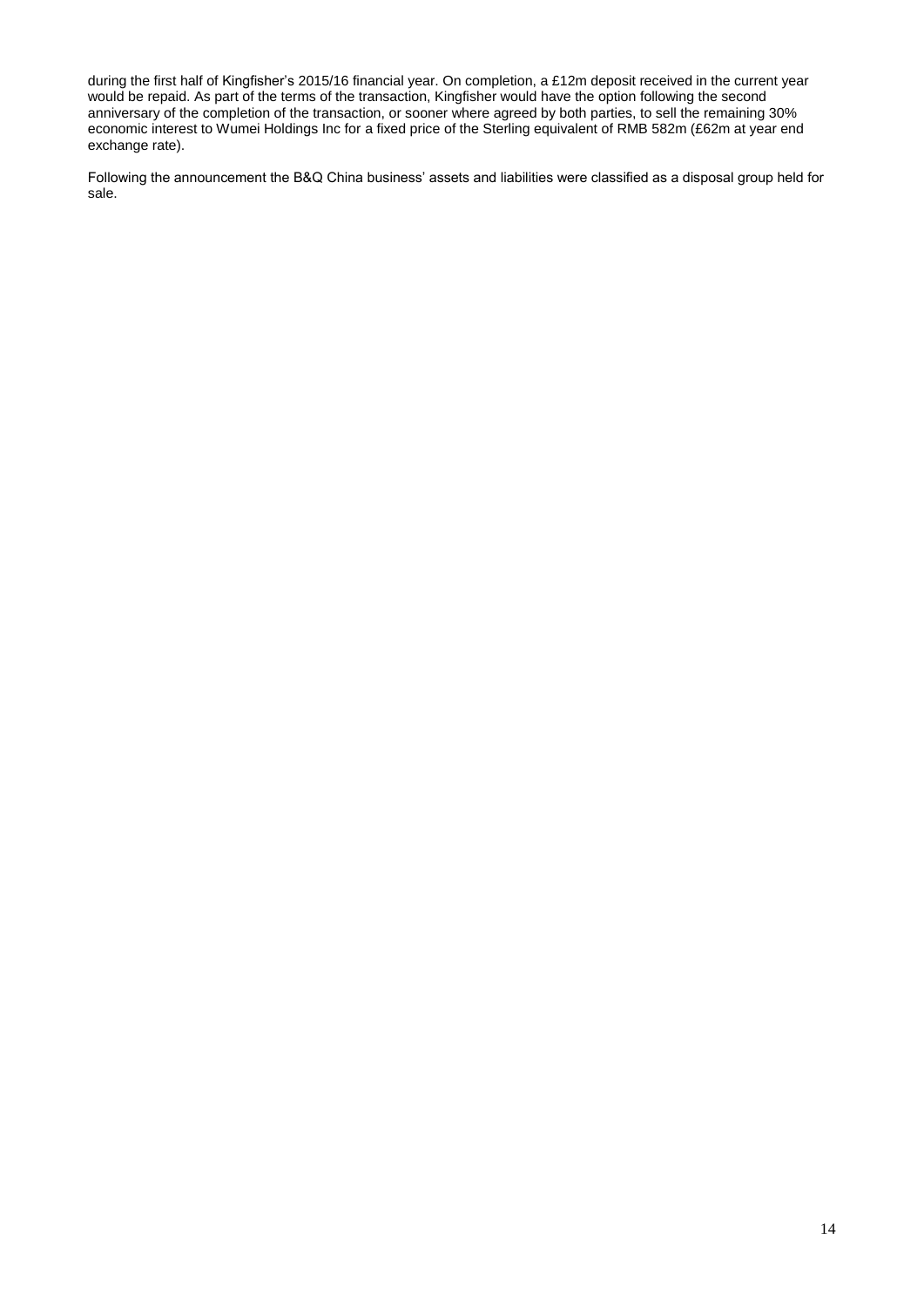during the first half of Kingfisher's 2015/16 financial year. On completion, a £12m deposit received in the current year would be repaid. As part of the terms of the transaction, Kingfisher would have the option following the second anniversary of the completion of the transaction, or sooner where agreed by both parties, to sell the remaining 30% economic interest to Wumei Holdings Inc for a fixed price of the Sterling equivalent of RMB 582m (£62m at year end exchange rate).

Following the announcement the B&Q China business' assets and liabilities were classified as a disposal group held for sale.